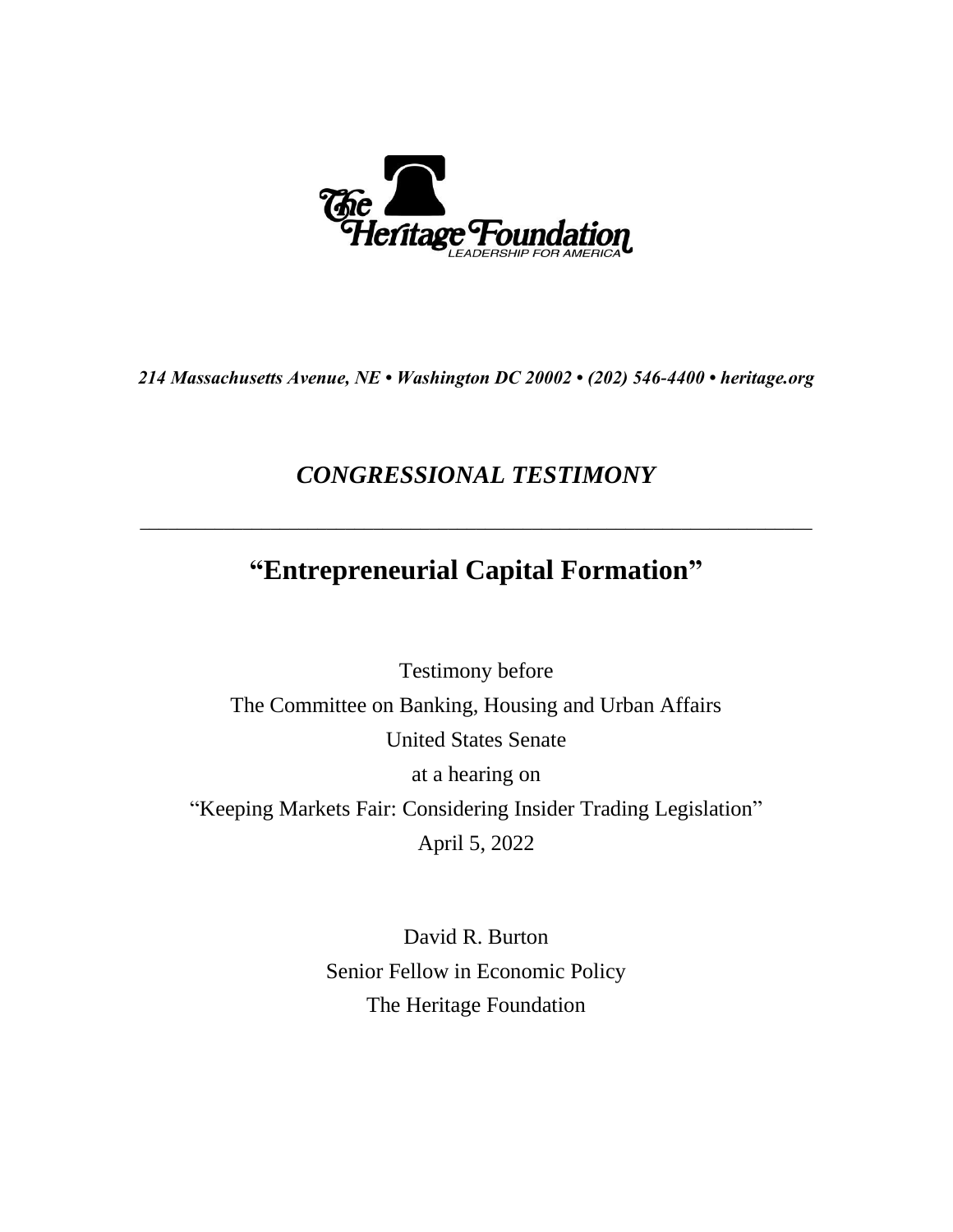The Heritage Foundation
LEADERSHIP FOR AMERICA

*214 Massachusetts Avenue, NE • Washington DC 20002 • (202) 546-4400 • heritage.org*

## *CONGRESSIONAL TESTIMONY*

---

# "Entrepreneurial Capital Formation"

Testimony before
The Committee on Banking, Housing and Urban Affairs
United States Senate
at a hearing on
"Keeping Markets Fair: Considering Insider Trading Legislation"
April 5, 2022

David R. Burton
Senior Fellow in Economic Policy
The Heritage Foundation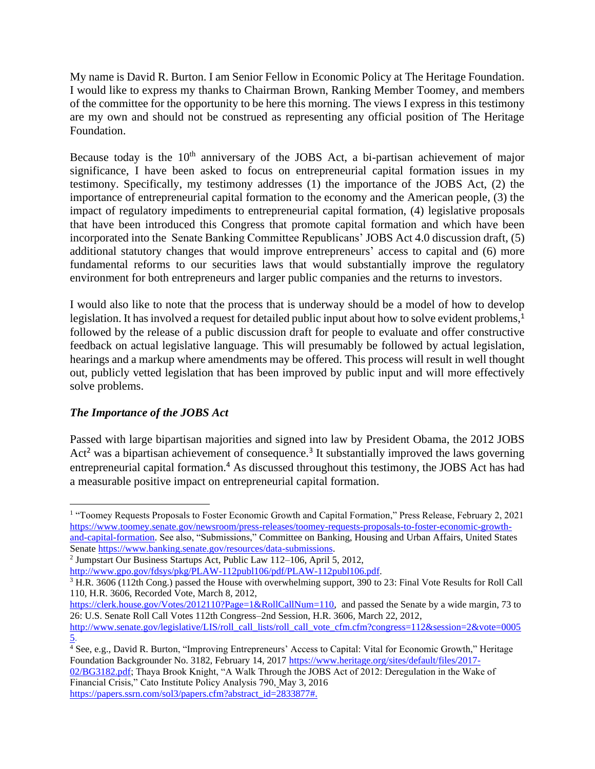My name is David R. Burton. I am Senior Fellow in Economic Policy at The Heritage Foundation. I would like to express my thanks to Chairman Brown, Ranking Member Toomey, and members of the committee for the opportunity to be here this morning. The views I express in this testimony are my own and should not be construed as representing any official position of The Heritage Foundation.

Because today is the 10th anniversary of the JOBS Act, a bi-partisan achievement of major significance, I have been asked to focus on entrepreneurial capital formation issues in my testimony. Specifically, my testimony addresses (1) the importance of the JOBS Act, (2) the importance of entrepreneurial capital formation to the economy and the American people, (3) the impact of regulatory impediments to entrepreneurial capital formation, (4) legislative proposals that have been introduced this Congress that promote capital formation and which have been incorporated into the Senate Banking Committee Republicans' JOBS Act 4.0 discussion draft, (5) additional statutory changes that would improve entrepreneurs' access to capital and (6) more fundamental reforms to our securities laws that would substantially improve the regulatory environment for both entrepreneurs and larger public companies and the returns to investors.

I would also like to note that the process that is underway should be a model of how to develop legislation. It has involved a request for detailed public input about how to solve evident problems,[1] followed by the release of a public discussion draft for people to evaluate and offer constructive feedback on actual legislative language. This will presumably be followed by actual legislation, hearings and a markup where amendments may be offered. This process will result in well thought out, publicly vetted legislation that has been improved by public input and will more effectively solve problems.

### *The Importance of the JOBS Act*

Passed with large bipartisan majorities and signed into law by President Obama, the 2012 JOBS Act[2] was a bipartisan achievement of consequence.[3] It substantially improved the laws governing entrepreneurial capital formation.[4] As discussed throughout this testimony, the JOBS Act has had a measurable positive impact on entrepreneurial capital formation.

---

[1] "Toomey Requests Proposals to Foster Economic Growth and Capital Formation," Press Release, February 2, 2021 https://www.toomey.senate.gov/newsroom/press-releases/toomey-requests-proposals-to-foster-economic-growth-and-capital-formation. See also, "Submissions," Committee on Banking, Housing and Urban Affairs, United States Senate https://www.banking.senate.gov/resources/data-submissions.

[2] Jumpstart Our Business Startups Act, Public Law 112–106, April 5, 2012, http://www.gpo.gov/fdsys/pkg/PLAW-112publ106/pdf/PLAW-112publ106.pdf.

[3] H.R. 3606 (112th Cong.) passed the House with overwhelming support, 390 to 23: Final Vote Results for Roll Call 110, H.R. 3606, Recorded Vote, March 8, 2012, https://clerk.house.gov/Votes/2012110?Page=1&RollCallNum=110, and passed the Senate by a wide margin, 73 to 26: U.S. Senate Roll Call Votes 112th Congress–2nd Session, H.R. 3606, March 22, 2012, http://www.senate.gov/legislative/LIS/roll_call_lists/roll_call_vote_cfm.cfm?congress=112&session=2&vote=00055.

[4] See, e.g., David R. Burton, "Improving Entrepreneurs' Access to Capital: Vital for Economic Growth," Heritage Foundation Backgrounder No. 3182, February 14, 2017 https://www.heritage.org/sites/default/files/2017-02/BG3182.pdf; Thaya Brook Knight, "A Walk Through the JOBS Act of 2012: Deregulation in the Wake of Financial Crisis," Cato Institute Policy Analysis 790, May 3, 2016 https://papers.ssrn.com/sol3/papers.cfm?abstract_id=2833877#.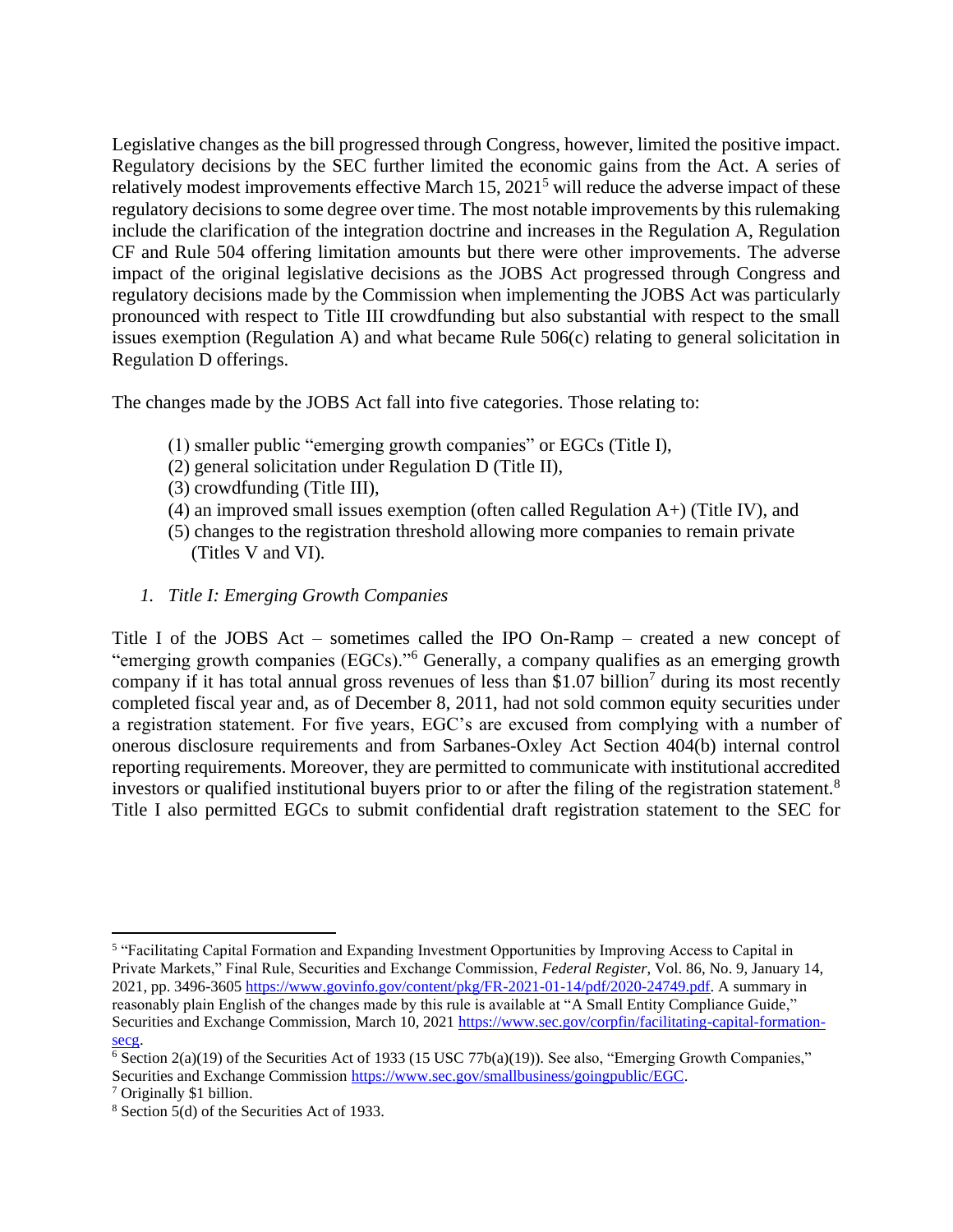Legislative changes as the bill progressed through Congress, however, limited the positive impact. Regulatory decisions by the SEC further limited the economic gains from the Act. A series of relatively modest improvements effective March 15, 2021[5] will reduce the adverse impact of these regulatory decisions to some degree over time. The most notable improvements by this rulemaking include the clarification of the integration doctrine and increases in the Regulation A, Regulation CF and Rule 504 offering limitation amounts but there were other improvements. The adverse impact of the original legislative decisions as the JOBS Act progressed through Congress and regulatory decisions made by the Commission when implementing the JOBS Act was particularly pronounced with respect to Title III crowdfunding but also substantial with respect to the small issues exemption (Regulation A) and what became Rule 506(c) relating to general solicitation in Regulation D offerings.

The changes made by the JOBS Act fall into five categories. Those relating to:

(1) smaller public "emerging growth companies" or EGCs (Title I),
(2) general solicitation under Regulation D (Title II),
(3) crowdfunding (Title III),
(4) an improved small issues exemption (often called Regulation A+) (Title IV), and
(5) changes to the registration threshold allowing more companies to remain private (Titles V and VI).

### *1. Title I: Emerging Growth Companies*

Title I of the JOBS Act – sometimes called the IPO On-Ramp – created a new concept of "emerging growth companies (EGCs)."[6] Generally, a company qualifies as an emerging growth company if it has total annual gross revenues of less than $1.07 billion[7] during its most recently completed fiscal year and, as of December 8, 2011, had not sold common equity securities under a registration statement. For five years, EGC's are excused from complying with a number of onerous disclosure requirements and from Sarbanes-Oxley Act Section 404(b) internal control reporting requirements. Moreover, they are permitted to communicate with institutional accredited investors or qualified institutional buyers prior to or after the filing of the registration statement.[8] Title I also permitted EGCs to submit confidential draft registration statement to the SEC for

---

[5] "Facilitating Capital Formation and Expanding Investment Opportunities by Improving Access to Capital in Private Markets," Final Rule, Securities and Exchange Commission, *Federal Register*, Vol. 86, No. 9, January 14, 2021, pp. 3496-3605 https://www.govinfo.gov/content/pkg/FR-2021-01-14/pdf/2020-24749.pdf. A summary in reasonably plain English of the changes made by this rule is available at "A Small Entity Compliance Guide," Securities and Exchange Commission, March 10, 2021 https://www.sec.gov/corpfin/facilitating-capital-formation-secg.

[6] Section 2(a)(19) of the Securities Act of 1933 (15 USC 77b(a)(19)). See also, "Emerging Growth Companies," Securities and Exchange Commission https://www.sec.gov/smallbusiness/goingpublic/EGC.

[7] Originally $1 billion.

[8] Section 5(d) of the Securities Act of 1933.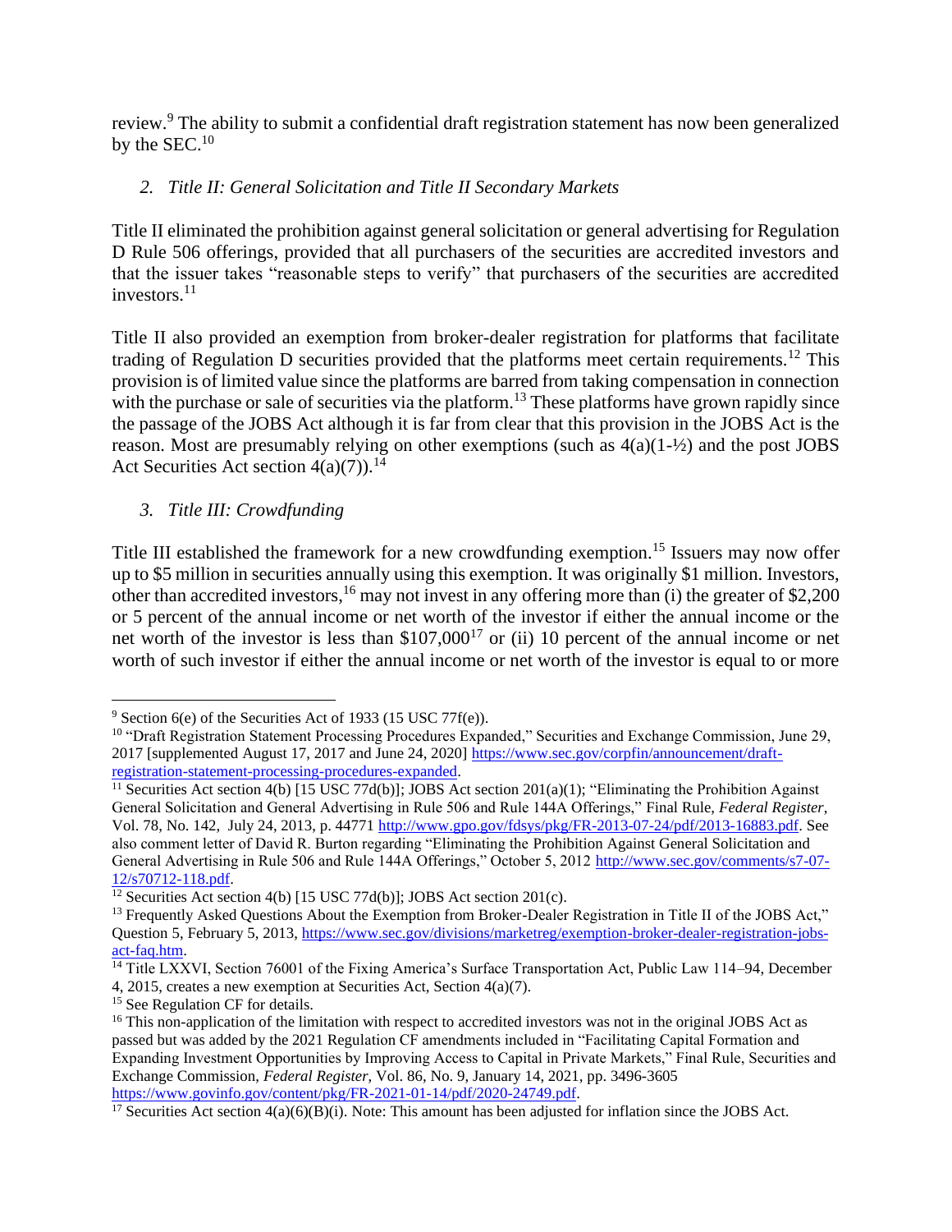review.[9] The ability to submit a confidential draft registration statement has now been generalized by the SEC.[10]

### *2. Title II: General Solicitation and Title II Secondary Markets*

Title II eliminated the prohibition against general solicitation or general advertising for Regulation D Rule 506 offerings, provided that all purchasers of the securities are accredited investors and that the issuer takes "reasonable steps to verify" that purchasers of the securities are accredited investors.[11]

Title II also provided an exemption from broker-dealer registration for platforms that facilitate trading of Regulation D securities provided that the platforms meet certain requirements.[12] This provision is of limited value since the platforms are barred from taking compensation in connection with the purchase or sale of securities via the platform.[13] These platforms have grown rapidly since the passage of the JOBS Act although it is far from clear that this provision in the JOBS Act is the reason. Most are presumably relying on other exemptions (such as 4(a)(1-½) and the post JOBS Act Securities Act section 4(a)(7)).[14]

### *3. Title III: Crowdfunding*

Title III established the framework for a new crowdfunding exemption.[15] Issuers may now offer up to $5 million in securities annually using this exemption. It was originally $1 million. Investors, other than accredited investors,[16] may not invest in any offering more than (i) the greater of $2,200 or 5 percent of the annual income or net worth of the investor if either the annual income or the net worth of the investor is less than $107,000[17] or (ii) 10 percent of the annual income or net worth of such investor if either the annual income or net worth of the investor is equal to or more

---

[9] Section 6(e) of the Securities Act of 1933 (15 USC 77f(e)).

[10] "Draft Registration Statement Processing Procedures Expanded," Securities and Exchange Commission, June 29, 2017 [supplemented August 17, 2017 and June 24, 2020] https://www.sec.gov/corpfin/announcement/draft-registration-statement-processing-procedures-expanded.

[11] Securities Act section 4(b) [15 USC 77d(b)]; JOBS Act section 201(a)(1); "Eliminating the Prohibition Against General Solicitation and General Advertising in Rule 506 and Rule 144A Offerings," Final Rule, *Federal Register*, Vol. 78, No. 142, July 24, 2013, p. 44771 http://www.gpo.gov/fdsys/pkg/FR-2013-07-24/pdf/2013-16883.pdf. See also comment letter of David R. Burton regarding "Eliminating the Prohibition Against General Solicitation and General Advertising in Rule 506 and Rule 144A Offerings," October 5, 2012 http://www.sec.gov/comments/s7-07-12/s70712-118.pdf.

[12] Securities Act section 4(b) [15 USC 77d(b)]; JOBS Act section 201(c).

[13] Frequently Asked Questions About the Exemption from Broker-Dealer Registration in Title II of the JOBS Act," Question 5, February 5, 2013, https://www.sec.gov/divisions/marketreg/exemption-broker-dealer-registration-jobs-act-faq.htm.

[14] Title LXXVI, Section 76001 of the Fixing America's Surface Transportation Act, Public Law 114–94, December 4, 2015, creates a new exemption at Securities Act, Section 4(a)(7).

[15] See Regulation CF for details.

[16] This non-application of the limitation with respect to accredited investors was not in the original JOBS Act as passed but was added by the 2021 Regulation CF amendments included in "Facilitating Capital Formation and Expanding Investment Opportunities by Improving Access to Capital in Private Markets," Final Rule, Securities and Exchange Commission, *Federal Register*, Vol. 86, No. 9, January 14, 2021, pp. 3496-3605 https://www.govinfo.gov/content/pkg/FR-2021-01-14/pdf/2020-24749.pdf.

[17] Securities Act section 4(a)(6)(B)(i). Note: This amount has been adjusted for inflation since the JOBS Act.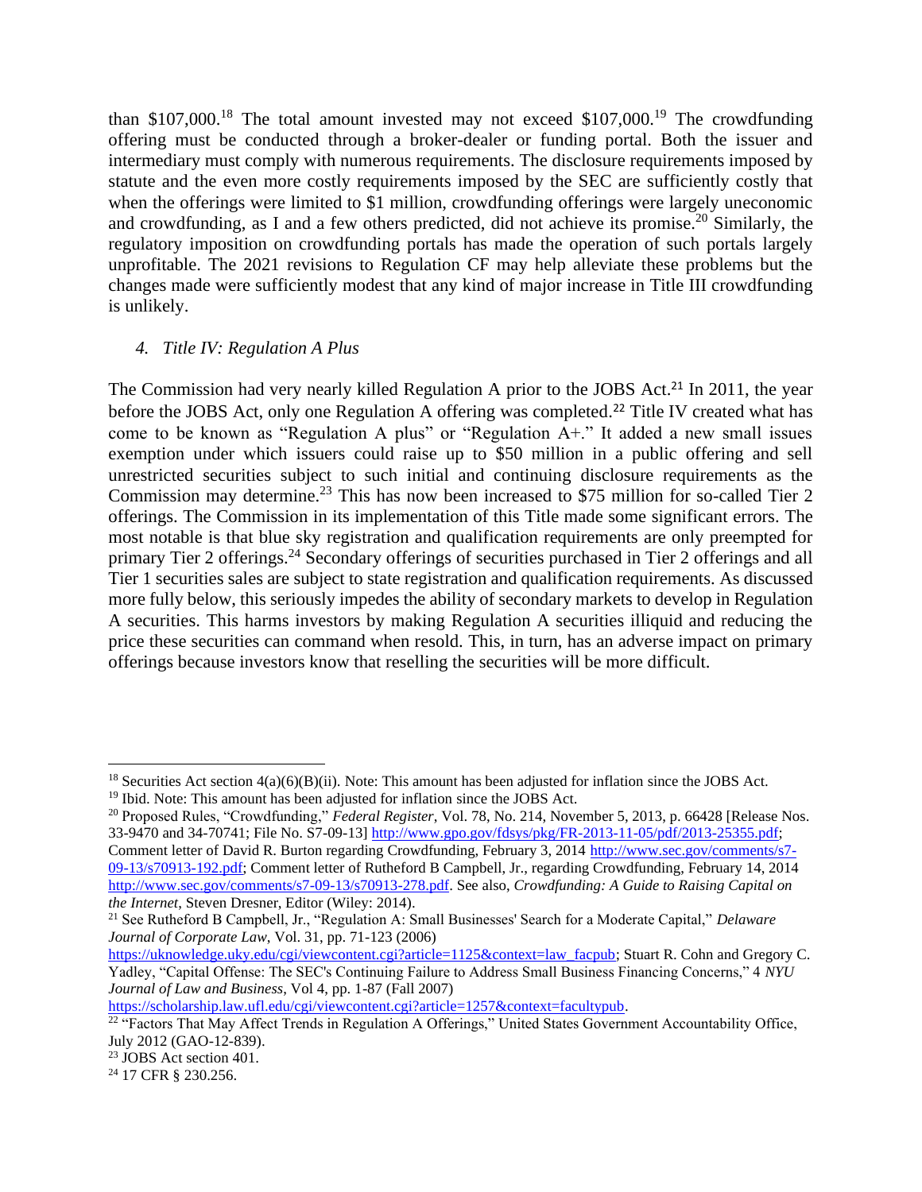than $107,000.[18] The total amount invested may not exceed $107,000.[19] The crowdfunding offering must be conducted through a broker-dealer or funding portal. Both the issuer and intermediary must comply with numerous requirements. The disclosure requirements imposed by statute and the even more costly requirements imposed by the SEC are sufficiently costly that when the offerings were limited to $1 million, crowdfunding offerings were largely uneconomic and crowdfunding, as I and a few others predicted, did not achieve its promise.[20] Similarly, the regulatory imposition on crowdfunding portals has made the operation of such portals largely unprofitable. The 2021 revisions to Regulation CF may help alleviate these problems but the changes made were sufficiently modest that any kind of major increase in Title III crowdfunding is unlikely.

#### *4. Title IV: Regulation A Plus*

The Commission had very nearly killed Regulation A prior to the JOBS Act.[21] In 2011, the year before the JOBS Act, only one Regulation A offering was completed.[22] Title IV created what has come to be known as "Regulation A plus" or "Regulation A+." It added a new small issues exemption under which issuers could raise up to $50 million in a public offering and sell unrestricted securities subject to such initial and continuing disclosure requirements as the Commission may determine.[23] This has now been increased to $75 million for so-called Tier 2 offerings. The Commission in its implementation of this Title made some significant errors. The most notable is that blue sky registration and qualification requirements are only preempted for primary Tier 2 offerings.[24] Secondary offerings of securities purchased in Tier 2 offerings and all Tier 1 securities sales are subject to state registration and qualification requirements. As discussed more fully below, this seriously impedes the ability of secondary markets to develop in Regulation A securities. This harms investors by making Regulation A securities illiquid and reducing the price these securities can command when resold. This, in turn, has an adverse impact on primary offerings because investors know that reselling the securities will be more difficult.

---

[18] Securities Act section 4(a)(6)(B)(ii). Note: This amount has been adjusted for inflation since the JOBS Act.

[19] Ibid. Note: This amount has been adjusted for inflation since the JOBS Act.

[20] Proposed Rules, "Crowdfunding," *Federal Register*, Vol. 78, No. 214, November 5, 2013, p. 66428 [Release Nos. 33-9470 and 34-70741; File No. S7-09-13] http://www.gpo.gov/fdsys/pkg/FR-2013-11-05/pdf/2013-25355.pdf; Comment letter of David R. Burton regarding Crowdfunding, February 3, 2014 http://www.sec.gov/comments/s7-09-13/s70913-192.pdf; Comment letter of Rutheford B Campbell, Jr., regarding Crowdfunding, February 14, 2014 http://www.sec.gov/comments/s7-09-13/s70913-278.pdf. See also, *Crowdfunding: A Guide to Raising Capital on the Internet*, Steven Dresner, Editor (Wiley: 2014).

[21] See Rutheford B Campbell, Jr., "Regulation A: Small Businesses' Search for a Moderate Capital," *Delaware Journal of Corporate Law*, Vol. 31, pp. 71-123 (2006) https://uknowledge.uky.edu/cgi/viewcontent.cgi?article=1125&context=law_facpub; Stuart R. Cohn and Gregory C. Yadley, "Capital Offense: The SEC's Continuing Failure to Address Small Business Financing Concerns," 4 *NYU Journal of Law and Business*, Vol 4, pp. 1-87 (Fall 2007) https://scholarship.law.ufl.edu/cgi/viewcontent.cgi?article=1257&context=facultypub.

[22] "Factors That May Affect Trends in Regulation A Offerings," United States Government Accountability Office, July 2012 (GAO-12-839).

[23] JOBS Act section 401.

[24] 17 CFR § 230.256.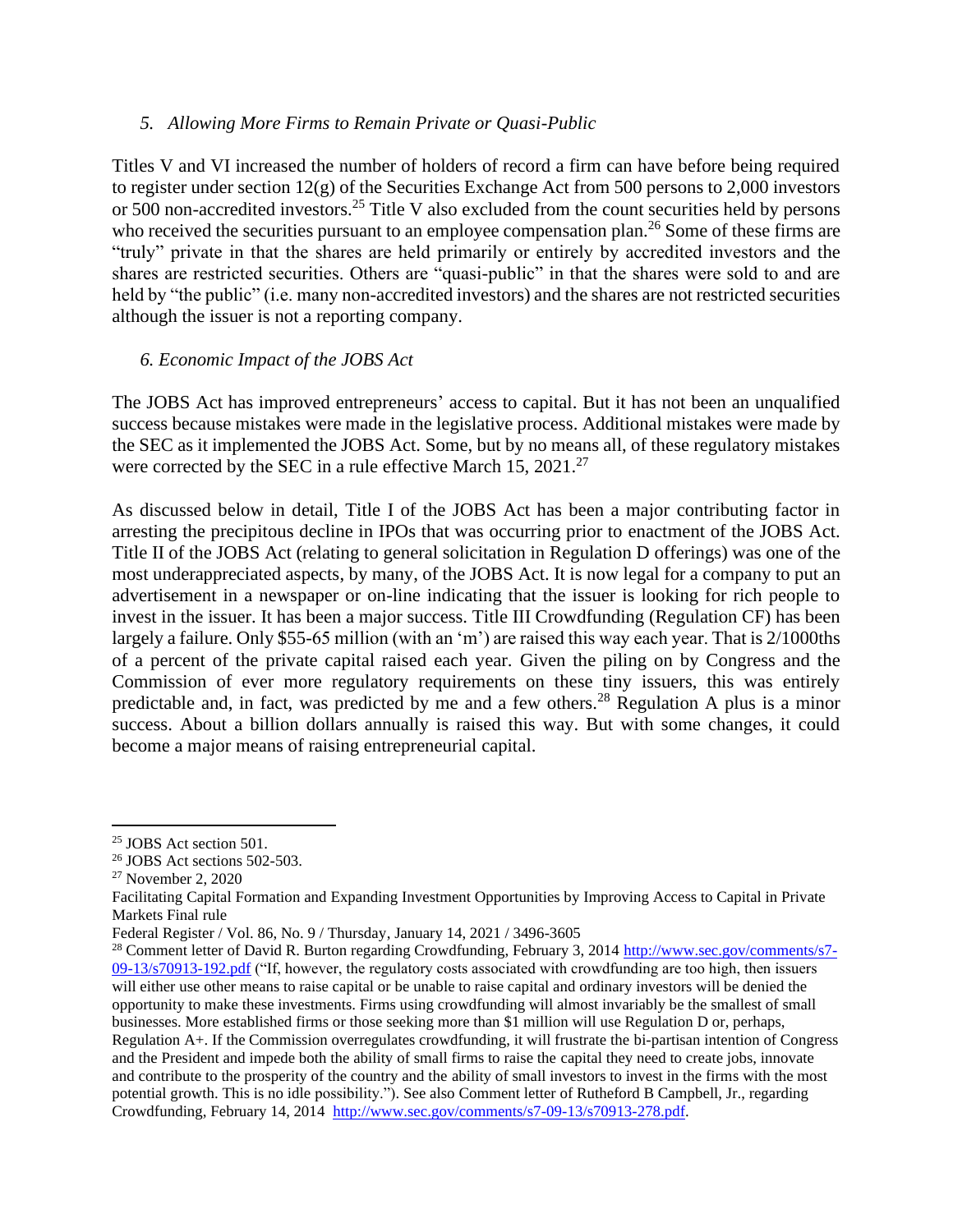### *5. Allowing More Firms to Remain Private or Quasi-Public*

Titles V and VI increased the number of holders of record a firm can have before being required to register under section 12(g) of the Securities Exchange Act from 500 persons to 2,000 investors or 500 non-accredited investors.[25] Title V also excluded from the count securities held by persons who received the securities pursuant to an employee compensation plan.[26] Some of these firms are "truly" private in that the shares are held primarily or entirely by accredited investors and the shares are restricted securities. Others are "quasi-public" in that the shares were sold to and are held by "the public" (i.e. many non-accredited investors) and the shares are not restricted securities although the issuer is not a reporting company.

### *6. Economic Impact of the JOBS Act*

The JOBS Act has improved entrepreneurs' access to capital. But it has not been an unqualified success because mistakes were made in the legislative process. Additional mistakes were made by the SEC as it implemented the JOBS Act. Some, but by no means all, of these regulatory mistakes were corrected by the SEC in a rule effective March 15, 2021.[27]

As discussed below in detail, Title I of the JOBS Act has been a major contributing factor in arresting the precipitous decline in IPOs that was occurring prior to enactment of the JOBS Act. Title II of the JOBS Act (relating to general solicitation in Regulation D offerings) was one of the most underappreciated aspects, by many, of the JOBS Act. It is now legal for a company to put an advertisement in a newspaper or on-line indicating that the issuer is looking for rich people to invest in the issuer. It has been a major success. Title III Crowdfunding (Regulation CF) has been largely a failure. Only $55-65 million (with an 'm') are raised this way each year. That is 2/1000ths of a percent of the private capital raised each year. Given the piling on by Congress and the Commission of ever more regulatory requirements on these tiny issuers, this was entirely predictable and, in fact, was predicted by me and a few others.[28] Regulation A plus is a minor success. About a billion dollars annually is raised this way. But with some changes, it could become a major means of raising entrepreneurial capital.

---

[25] JOBS Act section 501.

[26] JOBS Act sections 502-503.

[27] November 2, 2020
Facilitating Capital Formation and Expanding Investment Opportunities by Improving Access to Capital in Private Markets Final rule
Federal Register / Vol. 86, No. 9 / Thursday, January 14, 2021 / 3496-3605

[28] Comment letter of David R. Burton regarding Crowdfunding, February 3, 2014 http://www.sec.gov/comments/s7-09-13/s70913-192.pdf ("If, however, the regulatory costs associated with crowdfunding are too high, then issuers will either use other means to raise capital or be unable to raise capital and ordinary investors will be denied the opportunity to make these investments. Firms using crowdfunding will almost invariably be the smallest of small businesses. More established firms or those seeking more than $1 million will use Regulation D or, perhaps, Regulation A+. If the Commission overregulates crowdfunding, it will frustrate the bi-partisan intention of Congress and the President and impede both the ability of small firms to raise the capital they need to create jobs, innovate and contribute to the prosperity of the country and the ability of small investors to invest in the firms with the most potential growth. This is no idle possibility."). See also Comment letter of Rutheford B Campbell, Jr., regarding Crowdfunding, February 14, 2014 http://www.sec.gov/comments/s7-09-13/s70913-278.pdf.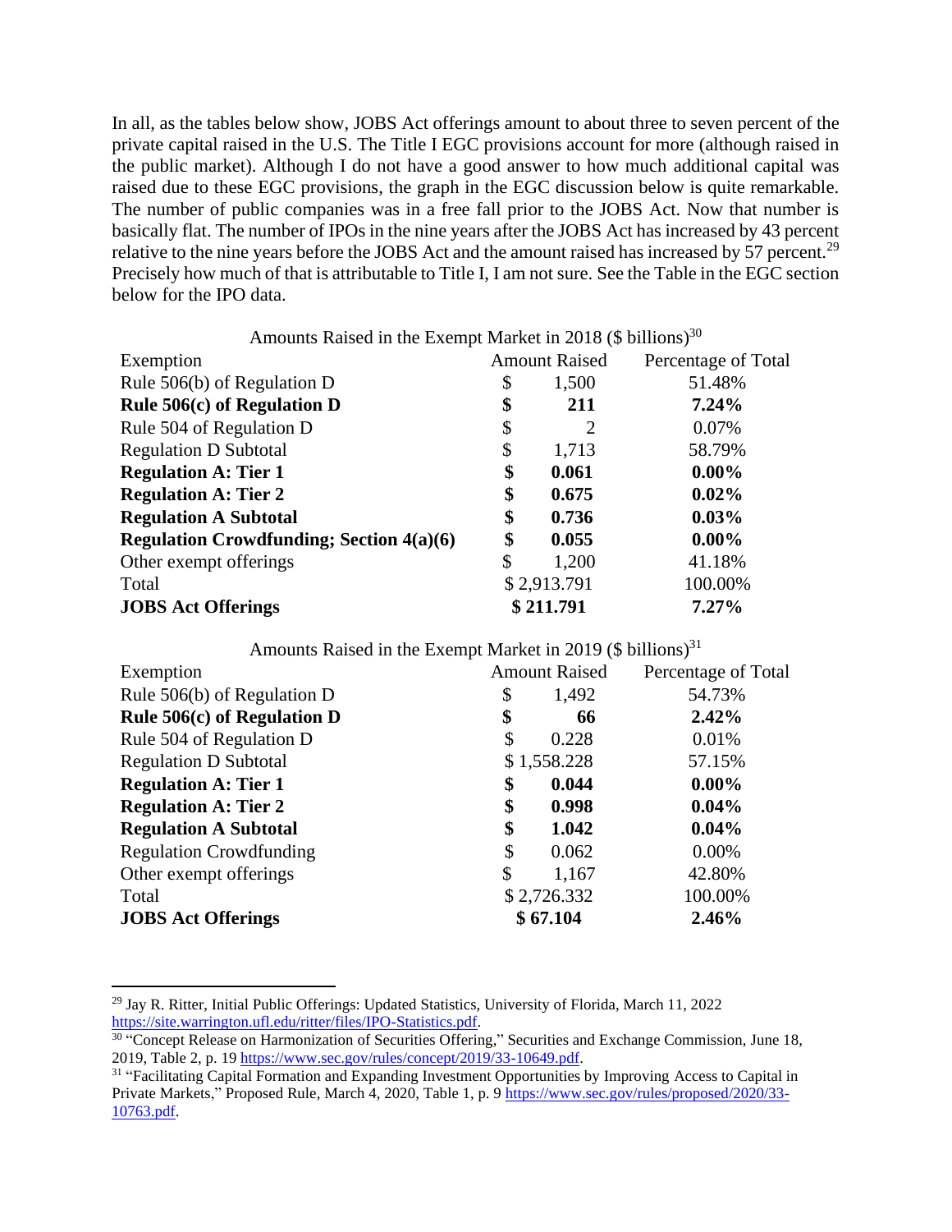In all, as the tables below show, JOBS Act offerings amount to about three to seven percent of the private capital raised in the U.S. The Title I EGC provisions account for more (although raised in the public market). Although I do not have a good answer to how much additional capital was raised due to these EGC provisions, the graph in the EGC discussion below is quite remarkable. The number of public companies was in a free fall prior to the JOBS Act. Now that number is basically flat. The number of IPOs in the nine years after the JOBS Act has increased by 43 percent relative to the nine years before the JOBS Act and the amount raised has increased by 57 percent.[29] Precisely how much of that is attributable to Title I, I am not sure. See the Table in the EGC section below for the IPO data.

Amounts Raised in the Exempt Market in 2018 ($ billions)[30]

| Exemption | Amount Raised | Percentage of Total |
|---|---|---|
| Rule 506(b) of Regulation D | $ 1,500 | 51.48% |
| **Rule 506(c) of Regulation D** | **$ 211** | **7.24%** |
| Rule 504 of Regulation D | $ 2 | 0.07% |
| Regulation D Subtotal | $ 1,713 | 58.79% |
| **Regulation A: Tier 1** | **$ 0.061** | **0.00%** |
| **Regulation A: Tier 2** | **$ 0.675** | **0.02%** |
| **Regulation A Subtotal** | **$ 0.736** | **0.03%** |
| **Regulation Crowdfunding; Section 4(a)(6)** | **$ 0.055** | **0.00%** |
| Other exempt offerings | $ 1,200 | 41.18% |
| Total | $ 2,913.791 | 100.00% |
| **JOBS Act Offerings** | **$ 211.791** | **7.27%** |

Amounts Raised in the Exempt Market in 2019 ($ billions)[31]

| Exemption | Amount Raised | Percentage of Total |
|---|---|---|
| Rule 506(b) of Regulation D | $ 1,492 | 54.73% |
| **Rule 506(c) of Regulation D** | **$ 66** | **2.42%** |
| Rule 504 of Regulation D | $ 0.228 | 0.01% |
| Regulation D Subtotal | $ 1,558.228 | 57.15% |
| **Regulation A: Tier 1** | **$ 0.044** | **0.00%** |
| **Regulation A: Tier 2** | **$ 0.998** | **0.04%** |
| **Regulation A Subtotal** | **$ 1.042** | **0.04%** |
| Regulation Crowdfunding | $ 0.062 | 0.00% |
| Other exempt offerings | $ 1,167 | 42.80% |
| Total | $ 2,726.332 | 100.00% |
| **JOBS Act Offerings** | **$ 67.104** | **2.46%** |

---

[29] Jay R. Ritter, Initial Public Offerings: Updated Statistics, University of Florida, March 11, 2022 https://site.warrington.ufl.edu/ritter/files/IPO-Statistics.pdf.

[30] "Concept Release on Harmonization of Securities Offering," Securities and Exchange Commission, June 18, 2019, Table 2, p. 19 https://www.sec.gov/rules/concept/2019/33-10649.pdf.

[31] "Facilitating Capital Formation and Expanding Investment Opportunities by Improving Access to Capital in Private Markets," Proposed Rule, March 4, 2020, Table 1, p. 9 https://www.sec.gov/rules/proposed/2020/33-10763.pdf.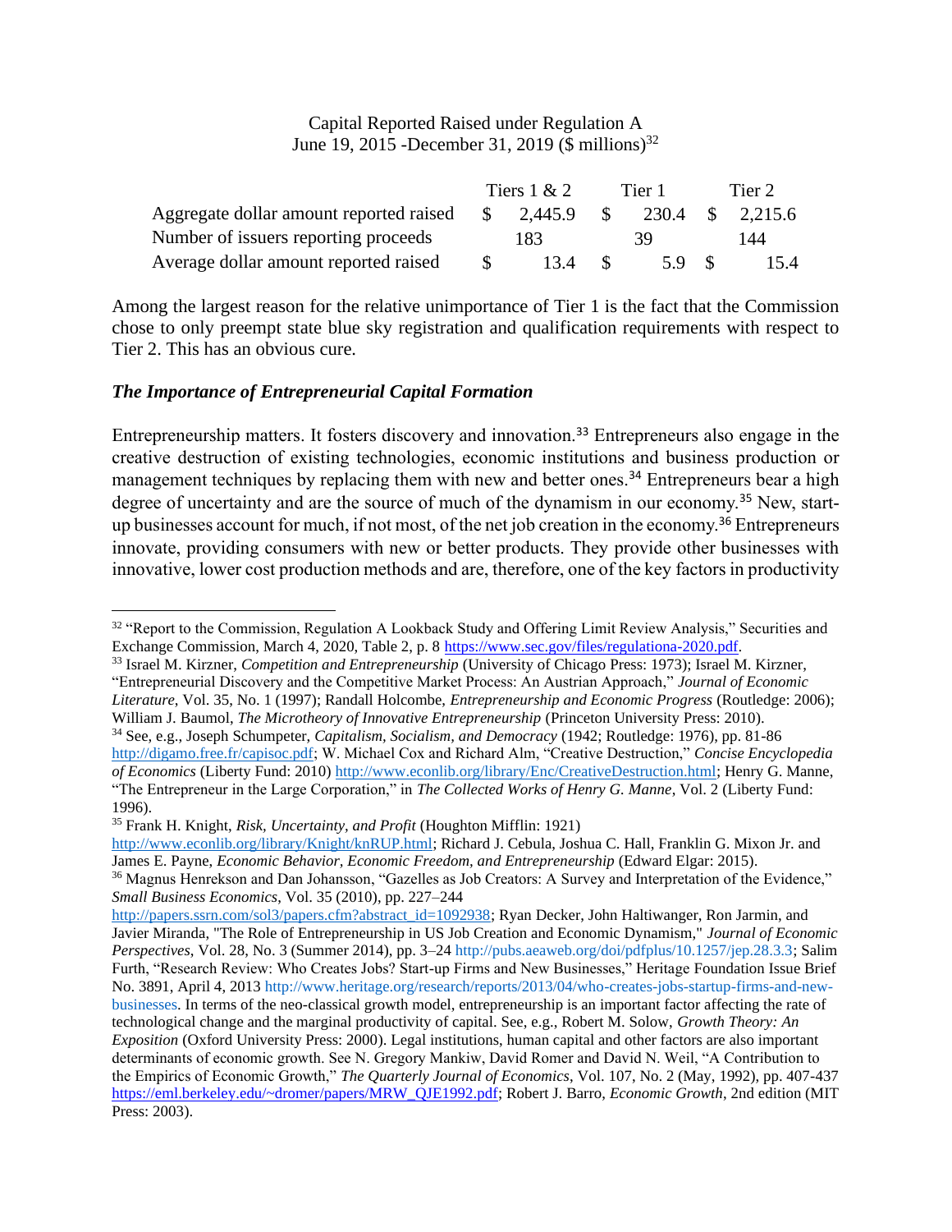Capital Reported Raised under Regulation A
June 19, 2015 -December 31, 2019 ($ millions)[32]

| | Tiers 1 & 2 | Tier 1 | Tier 2 |
|---|---|---|---|
| Aggregate dollar amount reported raised | $ 2,445.9 | $ 230.4 | $ 2,215.6 |
| Number of issuers reporting proceeds | 183 | 39 | 144 |
| Average dollar amount reported raised | $ 13.4 | $ 5.9 | $ 15.4 |

Among the largest reason for the relative unimportance of Tier 1 is the fact that the Commission chose to only preempt state blue sky registration and qualification requirements with respect to Tier 2. This has an obvious cure.

### *The Importance of Entrepreneurial Capital Formation*

Entrepreneurship matters. It fosters discovery and innovation.[33] Entrepreneurs also engage in the creative destruction of existing technologies, economic institutions and business production or management techniques by replacing them with new and better ones.[34] Entrepreneurs bear a high degree of uncertainty and are the source of much of the dynamism in our economy.[35] New, start-up businesses account for much, if not most, of the net job creation in the economy.[36] Entrepreneurs innovate, providing consumers with new or better products. They provide other businesses with innovative, lower cost production methods and are, therefore, one of the key factors in productivity

---

[32] "Report to the Commission, Regulation A Lookback Study and Offering Limit Review Analysis," Securities and Exchange Commission, March 4, 2020, Table 2, p. 8 https://www.sec.gov/files/regulationa-2020.pdf.

[33] Israel M. Kirzner, *Competition and Entrepreneurship* (University of Chicago Press: 1973); Israel M. Kirzner, "Entrepreneurial Discovery and the Competitive Market Process: An Austrian Approach," *Journal of Economic Literature,* Vol. 35, No. 1 (1997); Randall Holcombe, *Entrepreneurship and Economic Progress* (Routledge: 2006); William J. Baumol, *The Microtheory of Innovative Entrepreneurship* (Princeton University Press: 2010).

[34] See, e.g., Joseph Schumpeter, *Capitalism, Socialism, and Democracy* (1942; Routledge: 1976), pp. 81-86 http://digamo.free.fr/capisoc.pdf; W. Michael Cox and Richard Alm, "Creative Destruction," *Concise Encyclopedia of Economics* (Liberty Fund: 2010) http://www.econlib.org/library/Enc/CreativeDestruction.html; Henry G. Manne, "The Entrepreneur in the Large Corporation," in *The Collected Works of Henry G. Manne*, Vol. 2 (Liberty Fund: 1996).

[35] Frank H. Knight, *Risk, Uncertainty, and Profit* (Houghton Mifflin: 1921) http://www.econlib.org/library/Knight/knRUP.html; Richard J. Cebula, Joshua C. Hall, Franklin G. Mixon Jr. and James E. Payne, *Economic Behavior, Economic Freedom, and Entrepreneurship* (Edward Elgar: 2015).

[36] Magnus Henrekson and Dan Johansson, "Gazelles as Job Creators: A Survey and Interpretation of the Evidence," *Small Business Economics*, Vol. 35 (2010), pp. 227–244 http://papers.ssrn.com/sol3/papers.cfm?abstract_id=1092938; Ryan Decker, John Haltiwanger, Ron Jarmin, and Javier Miranda, "The Role of Entrepreneurship in US Job Creation and Economic Dynamism," *Journal of Economic Perspectives*, Vol. 28, No. 3 (Summer 2014), pp. 3–24 http://pubs.aeaweb.org/doi/pdfplus/10.1257/jep.28.3.3; Salim Furth, "Research Review: Who Creates Jobs? Start-up Firms and New Businesses," Heritage Foundation Issue Brief No. 3891, April 4, 2013 http://www.heritage.org/research/reports/2013/04/who-creates-jobs-startup-firms-and-new-businesses. In terms of the neo-classical growth model, entrepreneurship is an important factor affecting the rate of technological change and the marginal productivity of capital. See, e.g., Robert M. Solow, *Growth Theory: An Exposition* (Oxford University Press: 2000). Legal institutions, human capital and other factors are also important determinants of economic growth. See N. Gregory Mankiw, David Romer and David N. Weil, "A Contribution to the Empirics of Economic Growth," *The Quarterly Journal of Economics*, Vol. 107, No. 2 (May, 1992), pp. 407-437 https://eml.berkeley.edu/~dromer/papers/MRW_QJE1992.pdf; Robert J. Barro, *Economic Growth*, 2nd edition (MIT Press: 2003).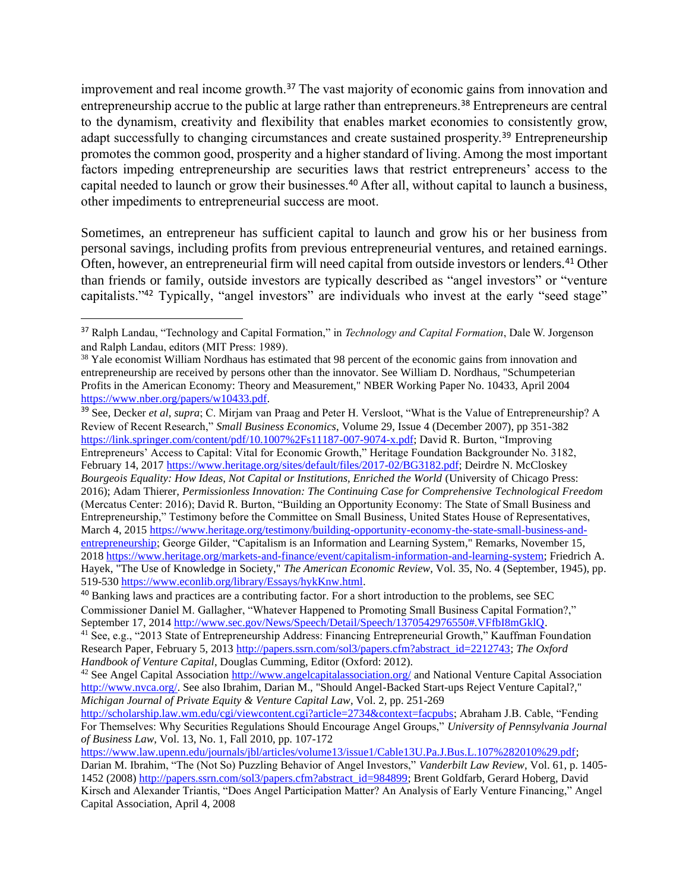improvement and real income growth.[37] The vast majority of economic gains from innovation and entrepreneurship accrue to the public at large rather than entrepreneurs.[38] Entrepreneurs are central to the dynamism, creativity and flexibility that enables market economies to consistently grow, adapt successfully to changing circumstances and create sustained prosperity.[39] Entrepreneurship promotes the common good, prosperity and a higher standard of living. Among the most important factors impeding entrepreneurship are securities laws that restrict entrepreneurs' access to the capital needed to launch or grow their businesses.[40] After all, without capital to launch a business, other impediments to entrepreneurial success are moot.

Sometimes, an entrepreneur has sufficient capital to launch and grow his or her business from personal savings, including profits from previous entrepreneurial ventures, and retained earnings. Often, however, an entrepreneurial firm will need capital from outside investors or lenders.[41] Other than friends or family, outside investors are typically described as "angel investors" or "venture capitalists."[42] Typically, "angel investors" are individuals who invest at the early "seed stage"

---

[37] Ralph Landau, "Technology and Capital Formation," in *Technology and Capital Formation*, Dale W. Jorgenson and Ralph Landau, editors (MIT Press: 1989).

[38] Yale economist William Nordhaus has estimated that 98 percent of the economic gains from innovation and entrepreneurship are received by persons other than the innovator. See William D. Nordhaus, "Schumpeterian Profits in the American Economy: Theory and Measurement," NBER Working Paper No. 10433, April 2004 https://www.nber.org/papers/w10433.pdf.

[39] See, Decker *et al*, *supra*; C. Mirjam van Praag and Peter H. Versloot, "What is the Value of Entrepreneurship? A Review of Recent Research," *Small Business Economics*, Volume 29, Issue 4 (December 2007), pp 351-382 https://link.springer.com/content/pdf/10.1007%2Fs11187-007-9074-x.pdf; David R. Burton, "Improving Entrepreneurs' Access to Capital: Vital for Economic Growth," Heritage Foundation Backgrounder No. 3182, February 14, 2017 https://www.heritage.org/sites/default/files/2017-02/BG3182.pdf; Deirdre N. McCloskey *Bourgeois Equality: How Ideas, Not Capital or Institutions, Enriched the World* (University of Chicago Press: 2016); Adam Thierer, *Permissionless Innovation: The Continuing Case for Comprehensive Technological Freedom* (Mercatus Center: 2016); David R. Burton, "Building an Opportunity Economy: The State of Small Business and Entrepreneurship," Testimony before the Committee on Small Business, United States House of Representatives, March 4, 2015 https://www.heritage.org/testimony/building-opportunity-economy-the-state-small-business-and-entrepreneurship; George Gilder, "Capitalism is an Information and Learning System," Remarks, November 15, 2018 https://www.heritage.org/markets-and-finance/event/capitalism-information-and-learning-system; Friedrich A. Hayek, "The Use of Knowledge in Society," *The American Economic Review*, Vol. 35, No. 4 (September, 1945), pp. 519-530 https://www.econlib.org/library/Essays/hykKnw.html.

[40] Banking laws and practices are a contributing factor. For a short introduction to the problems, see SEC Commissioner Daniel M. Gallagher, "Whatever Happened to Promoting Small Business Capital Formation?," September 17, 2014 http://www.sec.gov/News/Speech/Detail/Speech/1370542976550#.VFfbI8mGklQ.

[41] See, e.g., "2013 State of Entrepreneurship Address: Financing Entrepreneurial Growth," Kauffman Foundation Research Paper, February 5, 2013 http://papers.ssrn.com/sol3/papers.cfm?abstract_id=2212743; *The Oxford Handbook of Venture Capital*, Douglas Cumming, Editor (Oxford: 2012).

[42] See Angel Capital Association http://www.angelcapitalassociation.org/ and National Venture Capital Association http://www.nvca.org/. See also Ibrahim, Darian M., "Should Angel-Backed Start-ups Reject Venture Capital?," *Michigan Journal of Private Equity & Venture Capital Law*, Vol. 2, pp. 251-269 http://scholarship.law.wm.edu/cgi/viewcontent.cgi?article=2734&context=facpubs; Abraham J.B. Cable, "Fending For Themselves: Why Securities Regulations Should Encourage Angel Groups," *University of Pennsylvania Journal of Business Law*, Vol. 13, No. 1, Fall 2010, pp. 107-172 https://www.law.upenn.edu/journals/jbl/articles/volume13/issue1/Cable13U.Pa.J.Bus.L.107%282010%29.pdf; Darian M. Ibrahim, "The (Not So) Puzzling Behavior of Angel Investors," *Vanderbilt Law Review*, Vol. 61, p. 1405-1452 (2008) http://papers.ssrn.com/sol3/papers.cfm?abstract_id=984899; Brent Goldfarb, Gerard Hoberg, David Kirsch and Alexander Triantis, "Does Angel Participation Matter? An Analysis of Early Venture Financing," Angel Capital Association, April 4, 2008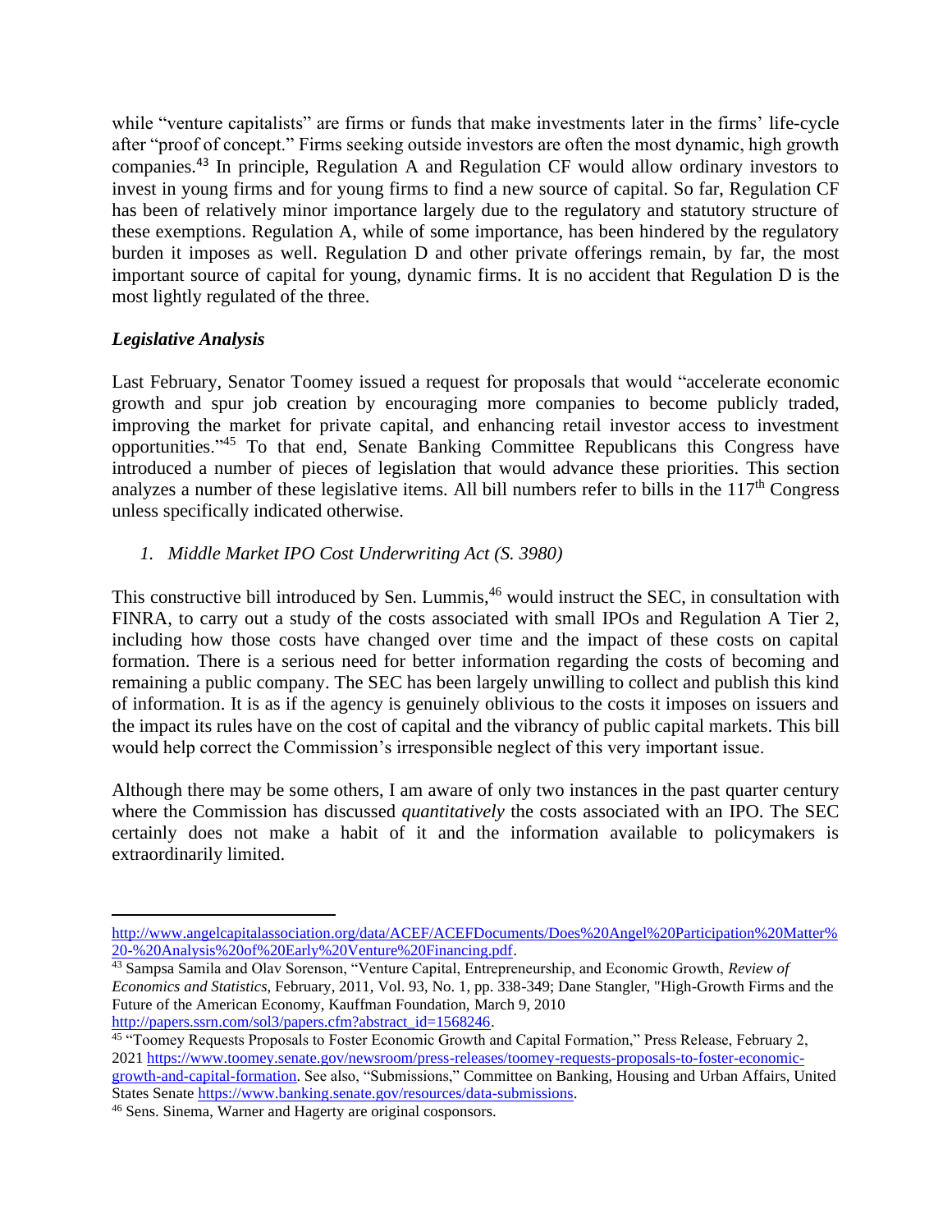while "venture capitalists" are firms or funds that make investments later in the firms' life-cycle after "proof of concept." Firms seeking outside investors are often the most dynamic, high growth companies.[43] In principle, Regulation A and Regulation CF would allow ordinary investors to invest in young firms and for young firms to find a new source of capital. So far, Regulation CF has been of relatively minor importance largely due to the regulatory and statutory structure of these exemptions. Regulation A, while of some importance, has been hindered by the regulatory burden it imposes as well. Regulation D and other private offerings remain, by far, the most important source of capital for young, dynamic firms. It is no accident that Regulation D is the most lightly regulated of the three.

### *Legislative Analysis*

Last February, Senator Toomey issued a request for proposals that would "accelerate economic growth and spur job creation by encouraging more companies to become publicly traded, improving the market for private capital, and enhancing retail investor access to investment opportunities."[45] To that end, Senate Banking Committee Republicans this Congress have introduced a number of pieces of legislation that would advance these priorities. This section analyzes a number of these legislative items. All bill numbers refer to bills in the 117th Congress unless specifically indicated otherwise.

1. *Middle Market IPO Cost Underwriting Act (S. 3980)*

This constructive bill introduced by Sen. Lummis,[46] would instruct the SEC, in consultation with FINRA, to carry out a study of the costs associated with small IPOs and Regulation A Tier 2, including how those costs have changed over time and the impact of these costs on capital formation. There is a serious need for better information regarding the costs of becoming and remaining a public company. The SEC has been largely unwilling to collect and publish this kind of information. It is as if the agency is genuinely oblivious to the costs it imposes on issuers and the impact its rules have on the cost of capital and the vibrancy of public capital markets. This bill would help correct the Commission's irresponsible neglect of this very important issue.

Although there may be some others, I am aware of only two instances in the past quarter century where the Commission has discussed *quantitatively* the costs associated with an IPO. The SEC certainly does not make a habit of it and the information available to policymakers is extraordinarily limited.

---

http://www.angelcapitalassociation.org/data/ACEF/ACEFDocuments/Does%20Angel%20Participation%20Matter%20-%20Analysis%20of%20Early%20Venture%20Financing.pdf.

[43] Sampsa Samila and Olav Sorenson, "Venture Capital, Entrepreneurship, and Economic Growth, *Review of Economics and Statistics*, February, 2011, Vol. 93, No. 1, pp. 338-349; Dane Stangler, "High-Growth Firms and the Future of the American Economy, Kauffman Foundation, March 9, 2010 http://papers.ssrn.com/sol3/papers.cfm?abstract_id=1568246.

[45] "Toomey Requests Proposals to Foster Economic Growth and Capital Formation," Press Release, February 2, 2021 https://www.toomey.senate.gov/newsroom/press-releases/toomey-requests-proposals-to-foster-economic-growth-and-capital-formation. See also, "Submissions," Committee on Banking, Housing and Urban Affairs, United States Senate https://www.banking.senate.gov/resources/data-submissions.

[46] Sens. Sinema, Warner and Hagerty are original cosponsors.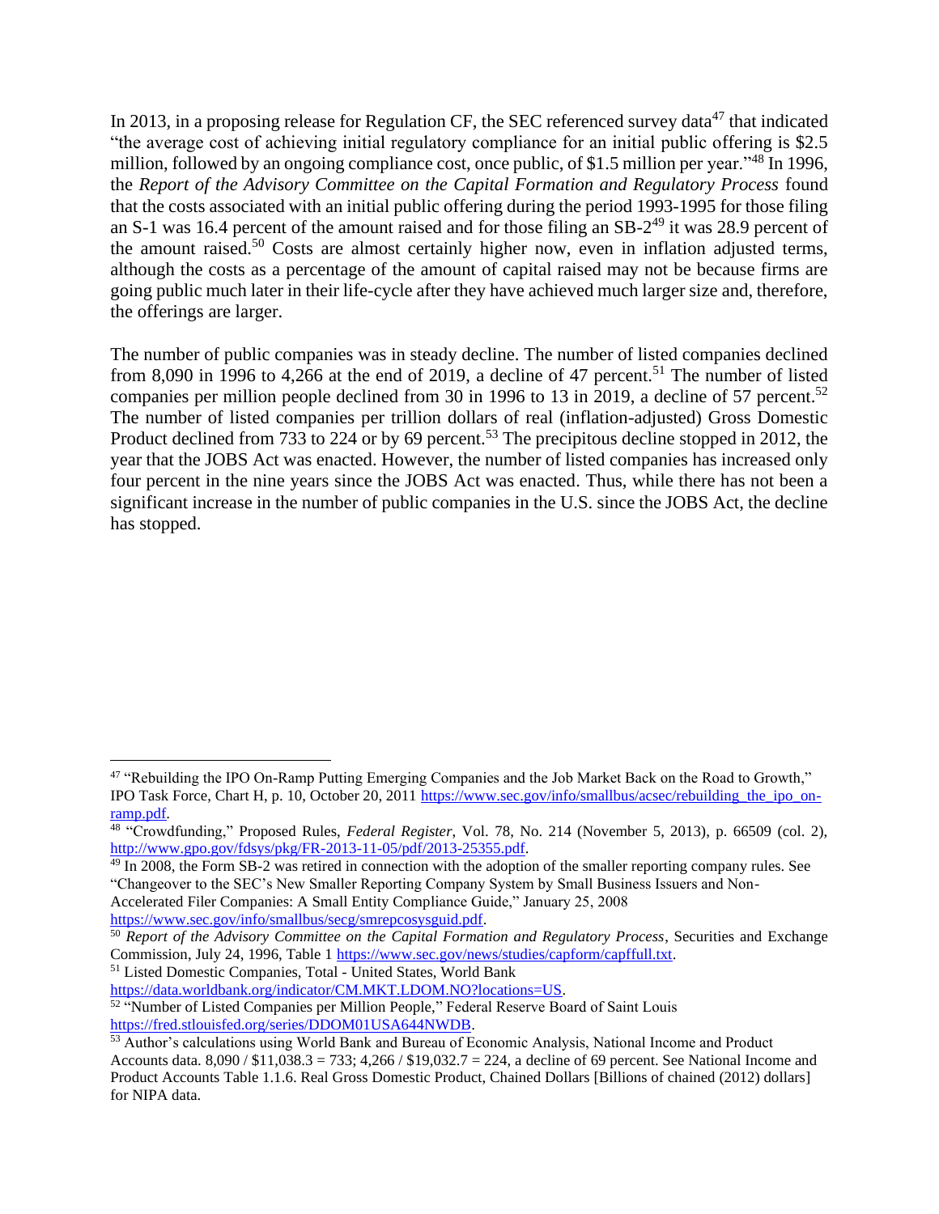In 2013, in a proposing release for Regulation CF, the SEC referenced survey data[47] that indicated "the average cost of achieving initial regulatory compliance for an initial public offering is $2.5 million, followed by an ongoing compliance cost, once public, of $1.5 million per year."[48] In 1996, the *Report of the Advisory Committee on the Capital Formation and Regulatory Process* found that the costs associated with an initial public offering during the period 1993-1995 for those filing an S-1 was 16.4 percent of the amount raised and for those filing an SB-2[49] it was 28.9 percent of the amount raised.[50] Costs are almost certainly higher now, even in inflation adjusted terms, although the costs as a percentage of the amount of capital raised may not be because firms are going public much later in their life-cycle after they have achieved much larger size and, therefore, the offerings are larger.

The number of public companies was in steady decline. The number of listed companies declined from 8,090 in 1996 to 4,266 at the end of 2019, a decline of 47 percent.[51] The number of listed companies per million people declined from 30 in 1996 to 13 in 2019, a decline of 57 percent.[52] The number of listed companies per trillion dollars of real (inflation-adjusted) Gross Domestic Product declined from 733 to 224 or by 69 percent.[53] The precipitous decline stopped in 2012, the year that the JOBS Act was enacted. However, the number of listed companies has increased only four percent in the nine years since the JOBS Act was enacted. Thus, while there has not been a significant increase in the number of public companies in the U.S. since the JOBS Act, the decline has stopped.

---

[47] "Rebuilding the IPO On-Ramp Putting Emerging Companies and the Job Market Back on the Road to Growth," IPO Task Force, Chart H, p. 10, October 20, 2011 https://www.sec.gov/info/smallbus/acsec/rebuilding_the_ipo_on-ramp.pdf.

[48] "Crowdfunding," Proposed Rules, *Federal Register*, Vol. 78, No. 214 (November 5, 2013), p. 66509 (col. 2), http://www.gpo.gov/fdsys/pkg/FR-2013-11-05/pdf/2013-25355.pdf.

[49] In 2008, the Form SB-2 was retired in connection with the adoption of the smaller reporting company rules. See "Changeover to the SEC's New Smaller Reporting Company System by Small Business Issuers and Non-Accelerated Filer Companies: A Small Entity Compliance Guide," January 25, 2008 https://www.sec.gov/info/smallbus/secg/smrepcosysguid.pdf.

[50] *Report of the Advisory Committee on the Capital Formation and Regulatory Process*, Securities and Exchange Commission, July 24, 1996, Table 1 https://www.sec.gov/news/studies/capform/capffull.txt.

[51] Listed Domestic Companies, Total - United States, World Bank https://data.worldbank.org/indicator/CM.MKT.LDOM.NO?locations=US.

[52] "Number of Listed Companies per Million People," Federal Reserve Board of Saint Louis https://fred.stlouisfed.org/series/DDOM01USA644NWDB.

[53] Author's calculations using World Bank and Bureau of Economic Analysis, National Income and Product Accounts data. 8,090 / $11,038.3 = 733; 4,266 / $19,032.7 = 224, a decline of 69 percent. See National Income and Product Accounts Table 1.1.6. Real Gross Domestic Product, Chained Dollars [Billions of chained (2012) dollars] for NIPA data.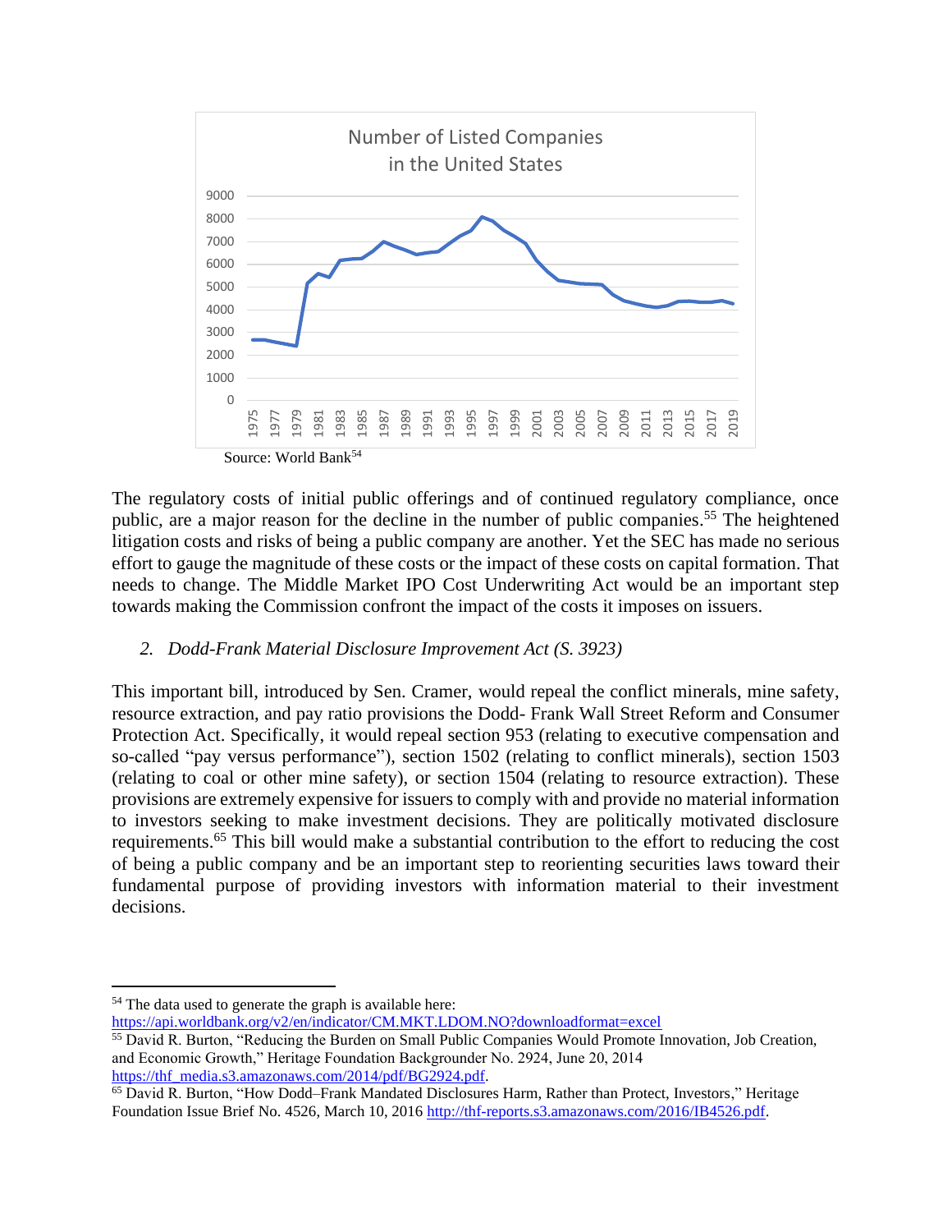Number of Listed Companies in the United States

Source: World Bank[54]

The regulatory costs of initial public offerings and of continued regulatory compliance, once public, are a major reason for the decline in the number of public companies.[55] The heightened litigation costs and risks of being a public company are another. Yet the SEC has made no serious effort to gauge the magnitude of these costs or the impact of these costs on capital formation. That needs to change. The Middle Market IPO Cost Underwriting Act would be an important step towards making the Commission confront the impact of the costs it imposes on issuers.

*2. Dodd-Frank Material Disclosure Improvement Act (S. 3923)*

This important bill, introduced by Sen. Cramer, would repeal the conflict minerals, mine safety, resource extraction, and pay ratio provisions the Dodd- Frank Wall Street Reform and Consumer Protection Act. Specifically, it would repeal section 953 (relating to executive compensation and so-called "pay versus performance"), section 1502 (relating to conflict minerals), section 1503 (relating to coal or other mine safety), or section 1504 (relating to resource extraction). These provisions are extremely expensive for issuers to comply with and provide no material information to investors seeking to make investment decisions. They are politically motivated disclosure requirements.[65] This bill would make a substantial contribution to the effort to reducing the cost of being a public company and be an important step to reorienting securities laws toward their fundamental purpose of providing investors with information material to their investment decisions.

---

[54] The data used to generate the graph is available here: https://api.worldbank.org/v2/en/indicator/CM.MKT.LDOM.NO?downloadformat=excel

[55] David R. Burton, "Reducing the Burden on Small Public Companies Would Promote Innovation, Job Creation, and Economic Growth," Heritage Foundation Backgrounder No. 2924, June 20, 2014 https://thf_media.s3.amazonaws.com/2014/pdf/BG2924.pdf.

[65] David R. Burton, "How Dodd–Frank Mandated Disclosures Harm, Rather than Protect, Investors," Heritage Foundation Issue Brief No. 4526, March 10, 2016 http://thf-reports.s3.amazonaws.com/2016/IB4526.pdf.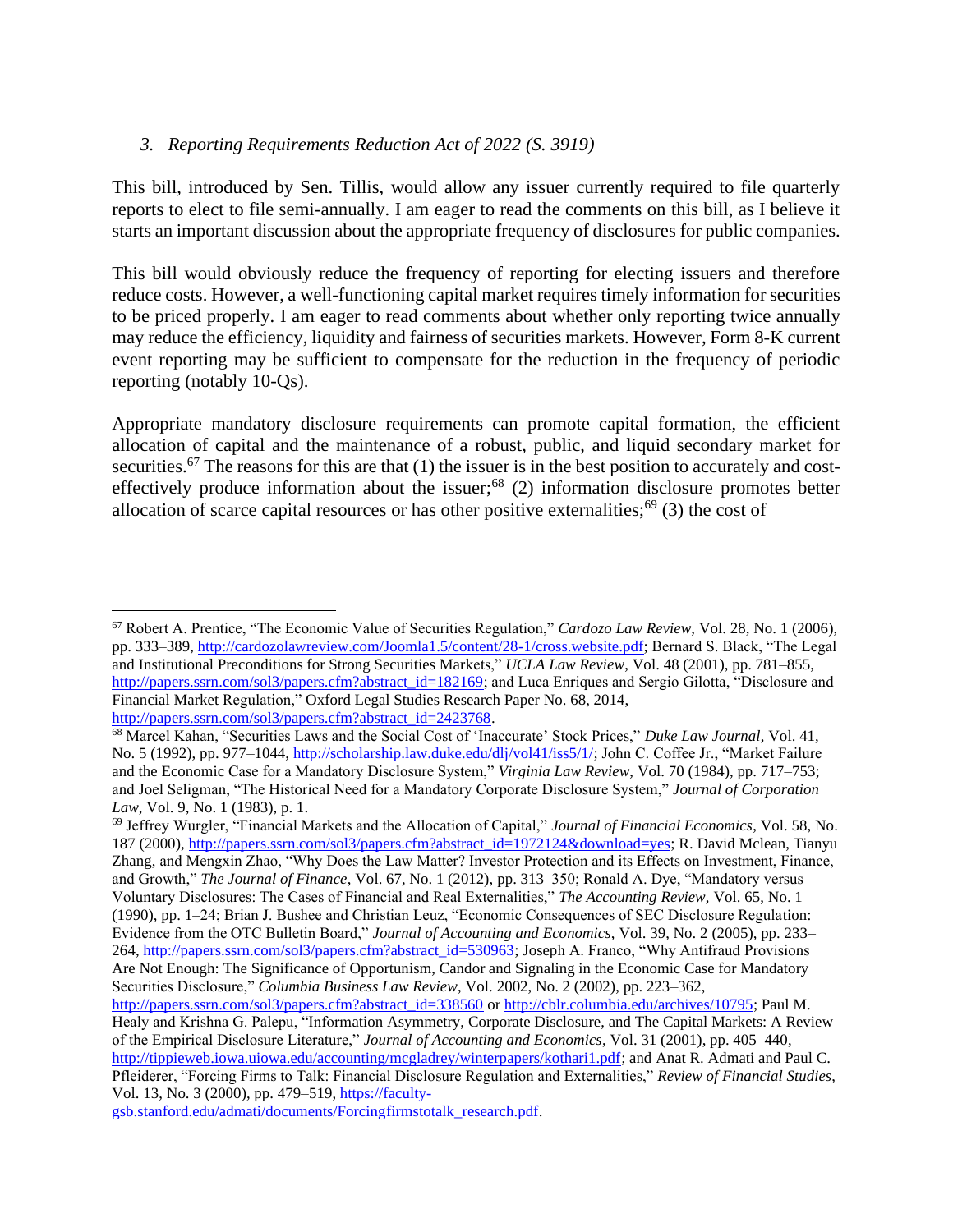### 3. *Reporting Requirements Reduction Act of 2022 (S. 3919)*

This bill, introduced by Sen. Tillis, would allow any issuer currently required to file quarterly reports to elect to file semi-annually. I am eager to read the comments on this bill, as I believe it starts an important discussion about the appropriate frequency of disclosures for public companies.

This bill would obviously reduce the frequency of reporting for electing issuers and therefore reduce costs. However, a well-functioning capital market requires timely information for securities to be priced properly. I am eager to read comments about whether only reporting twice annually may reduce the efficiency, liquidity and fairness of securities markets. However, Form 8-K current event reporting may be sufficient to compensate for the reduction in the frequency of periodic reporting (notably 10-Qs).

Appropriate mandatory disclosure requirements can promote capital formation, the efficient allocation of capital and the maintenance of a robust, public, and liquid secondary market for securities.[67] The reasons for this are that (1) the issuer is in the best position to accurately and cost-effectively produce information about the issuer;[68] (2) information disclosure promotes better allocation of scarce capital resources or has other positive externalities;[69] (3) the cost of

---

[67] Robert A. Prentice, "The Economic Value of Securities Regulation," *Cardozo Law Review*, Vol. 28, No. 1 (2006), pp. 333–389, http://cardozolawreview.com/Joomla1.5/content/28-1/cross.website.pdf; Bernard S. Black, "The Legal and Institutional Preconditions for Strong Securities Markets," *UCLA Law Review*, Vol. 48 (2001), pp. 781–855, http://papers.ssrn.com/sol3/papers.cfm?abstract_id=182169; and Luca Enriques and Sergio Gilotta, "Disclosure and Financial Market Regulation," Oxford Legal Studies Research Paper No. 68, 2014, http://papers.ssrn.com/sol3/papers.cfm?abstract_id=2423768.

[68] Marcel Kahan, "Securities Laws and the Social Cost of 'Inaccurate' Stock Prices," *Duke Law Journal*, Vol. 41, No. 5 (1992), pp. 977–1044, http://scholarship.law.duke.edu/dlj/vol41/iss5/1/; John C. Coffee Jr., "Market Failure and the Economic Case for a Mandatory Disclosure System," *Virginia Law Review*, Vol. 70 (1984), pp. 717–753; and Joel Seligman, "The Historical Need for a Mandatory Corporate Disclosure System," *Journal of Corporation Law*, Vol. 9, No. 1 (1983), p. 1.

[69] Jeffrey Wurgler, "Financial Markets and the Allocation of Capital," *Journal of Financial Economics*, Vol. 58, No. 187 (2000), http://papers.ssrn.com/sol3/papers.cfm?abstract_id=1972124&download=yes; R. David Mclean, Tianyu Zhang, and Mengxin Zhao, "Why Does the Law Matter? Investor Protection and its Effects on Investment, Finance, and Growth," *The Journal of Finance*, Vol. 67, No. 1 (2012), pp. 313–350; Ronald A. Dye, "Mandatory versus Voluntary Disclosures: The Cases of Financial and Real Externalities," *The Accounting Review*, Vol. 65, No. 1 (1990), pp. 1–24; Brian J. Bushee and Christian Leuz, "Economic Consequences of SEC Disclosure Regulation: Evidence from the OTC Bulletin Board," *Journal of Accounting and Economics*, Vol. 39, No. 2 (2005), pp. 233–264, http://papers.ssrn.com/sol3/papers.cfm?abstract_id=530963; Joseph A. Franco, "Why Antifraud Provisions Are Not Enough: The Significance of Opportunism, Candor and Signaling in the Economic Case for Mandatory Securities Disclosure," *Columbia Business Law Review*, Vol. 2002, No. 2 (2002), pp. 223–362, http://papers.ssrn.com/sol3/papers.cfm?abstract_id=338560 or http://cblr.columbia.edu/archives/10795; Paul M. Healy and Krishna G. Palepu, "Information Asymmetry, Corporate Disclosure, and The Capital Markets: A Review of the Empirical Disclosure Literature," *Journal of Accounting and Economics*, Vol. 31 (2001), pp. 405–440, http://tippieweb.iowa.uiowa.edu/accounting/mcgladrey/winterpapers/kothari1.pdf; and Anat R. Admati and Paul C. Pfleiderer, "Forcing Firms to Talk: Financial Disclosure Regulation and Externalities," *Review of Financial Studies*, Vol. 13, No. 3 (2000), pp. 479–519, https://faculty-gsb.stanford.edu/admati/documents/Forcingfirmstotalk_research.pdf.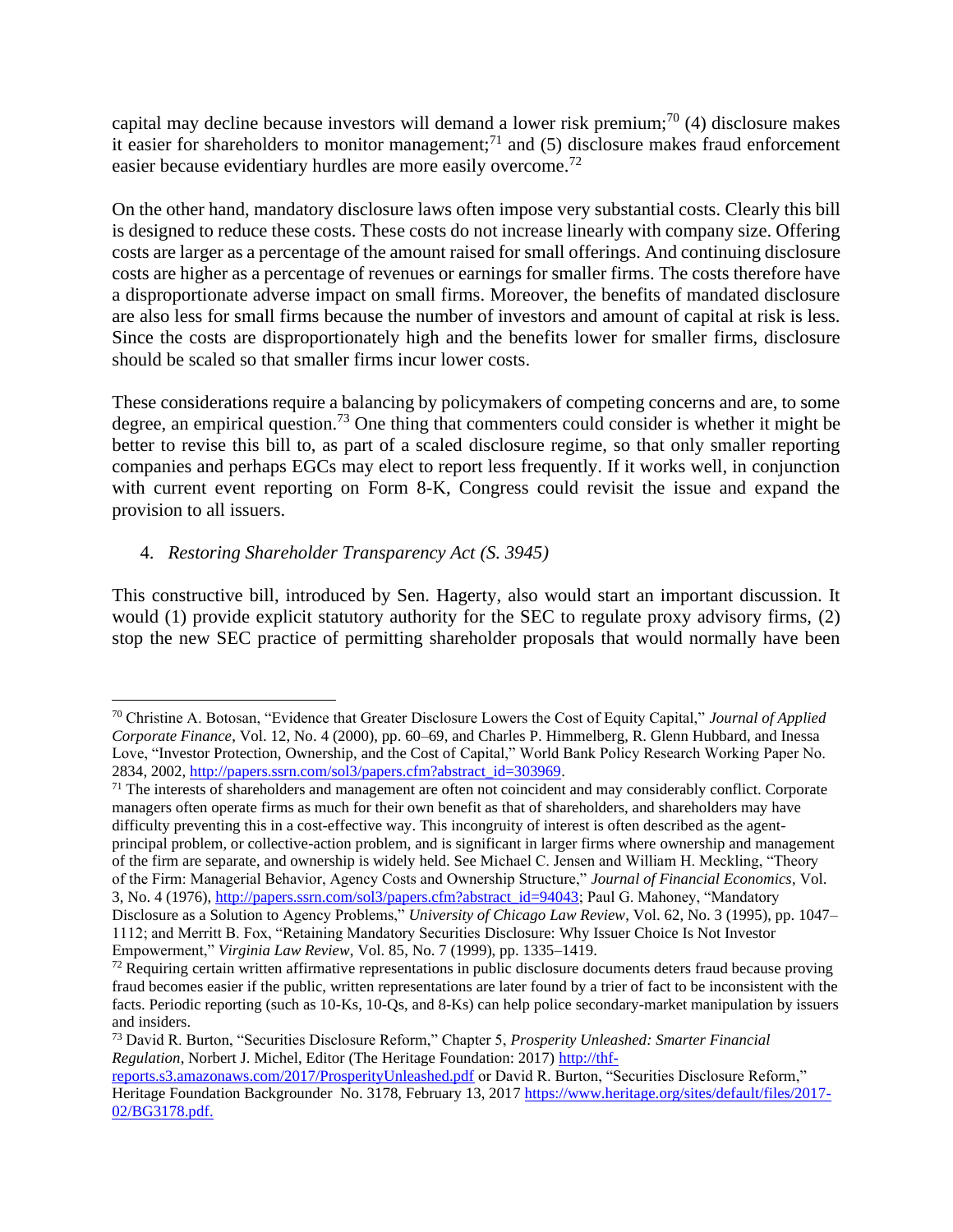capital may decline because investors will demand a lower risk premium;[70] (4) disclosure makes it easier for shareholders to monitor management;[71] and (5) disclosure makes fraud enforcement easier because evidentiary hurdles are more easily overcome.[72]

On the other hand, mandatory disclosure laws often impose very substantial costs. Clearly this bill is designed to reduce these costs. These costs do not increase linearly with company size. Offering costs are larger as a percentage of the amount raised for small offerings. And continuing disclosure costs are higher as a percentage of revenues or earnings for smaller firms. The costs therefore have a disproportionate adverse impact on small firms. Moreover, the benefits of mandated disclosure are also less for small firms because the number of investors and amount of capital at risk is less. Since the costs are disproportionately high and the benefits lower for smaller firms, disclosure should be scaled so that smaller firms incur lower costs.

These considerations require a balancing by policymakers of competing concerns and are, to some degree, an empirical question.[73] One thing that commenters could consider is whether it might be better to revise this bill to, as part of a scaled disclosure regime, so that only smaller reporting companies and perhaps EGCs may elect to report less frequently. If it works well, in conjunction with current event reporting on Form 8-K, Congress could revisit the issue and expand the provision to all issuers.

4. *Restoring Shareholder Transparency Act (S. 3945)*

This constructive bill, introduced by Sen. Hagerty, also would start an important discussion. It would (1) provide explicit statutory authority for the SEC to regulate proxy advisory firms, (2) stop the new SEC practice of permitting shareholder proposals that would normally have been

---

[70] Christine A. Botosan, "Evidence that Greater Disclosure Lowers the Cost of Equity Capital," *Journal of Applied Corporate Finance*, Vol. 12, No. 4 (2000), pp. 60–69, and Charles P. Himmelberg, R. Glenn Hubbard, and Inessa Love, "Investor Protection, Ownership, and the Cost of Capital," World Bank Policy Research Working Paper No. 2834, 2002, http://papers.ssrn.com/sol3/papers.cfm?abstract_id=303969.

[71] The interests of shareholders and management are often not coincident and may considerably conflict. Corporate managers often operate firms as much for their own benefit as that of shareholders, and shareholders may have difficulty preventing this in a cost-effective way. This incongruity of interest is often described as the agent-principal problem, or collective-action problem, and is significant in larger firms where ownership and management of the firm are separate, and ownership is widely held. See Michael C. Jensen and William H. Meckling, "Theory of the Firm: Managerial Behavior, Agency Costs and Ownership Structure," *Journal of Financial Economics*, Vol. 3, No. 4 (1976), http://papers.ssrn.com/sol3/papers.cfm?abstract_id=94043; Paul G. Mahoney, "Mandatory Disclosure as a Solution to Agency Problems," *University of Chicago Law Review*, Vol. 62, No. 3 (1995), pp. 1047–1112; and Merritt B. Fox, "Retaining Mandatory Securities Disclosure: Why Issuer Choice Is Not Investor Empowerment," *Virginia Law Review*, Vol. 85, No. 7 (1999), pp. 1335–1419.

[72] Requiring certain written affirmative representations in public disclosure documents deters fraud because proving fraud becomes easier if the public, written representations are later found by a trier of fact to be inconsistent with the facts. Periodic reporting (such as 10-Ks, 10-Qs, and 8-Ks) can help police secondary-market manipulation by issuers and insiders.

[73] David R. Burton, "Securities Disclosure Reform," Chapter 5, *Prosperity Unleashed: Smarter Financial Regulation*, Norbert J. Michel, Editor (The Heritage Foundation: 2017) http://thf-reports.s3.amazonaws.com/2017/ProsperityUnleashed.pdf or David R. Burton, "Securities Disclosure Reform," Heritage Foundation Backgrounder No. 3178, February 13, 2017 https://www.heritage.org/sites/default/files/2017-02/BG3178.pdf.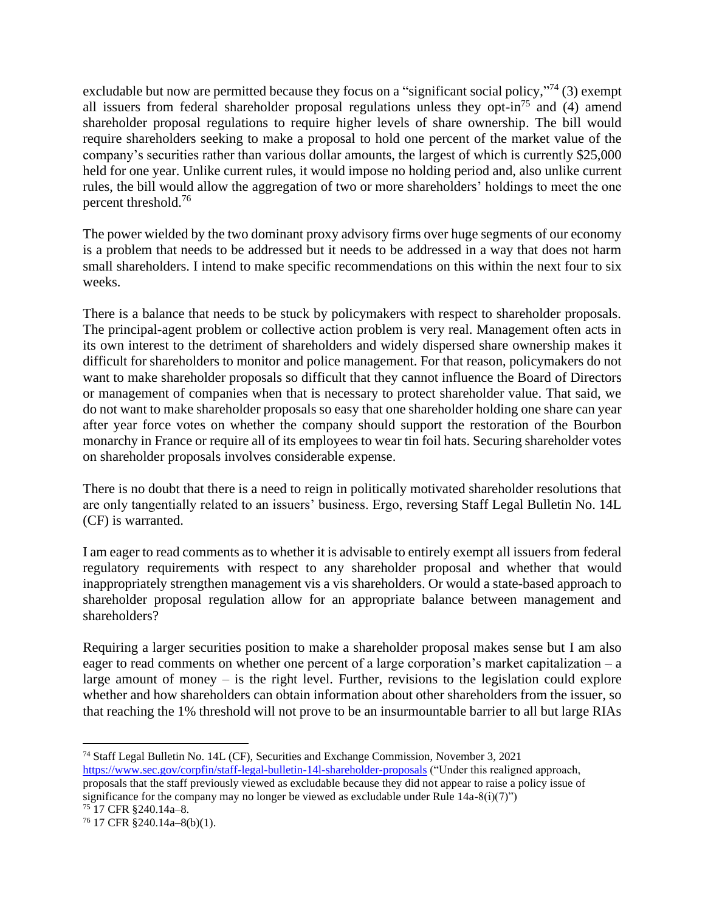excludable but now are permitted because they focus on a "significant social policy,"[74] (3) exempt all issuers from federal shareholder proposal regulations unless they opt-in[75] and (4) amend shareholder proposal regulations to require higher levels of share ownership. The bill would require shareholders seeking to make a proposal to hold one percent of the market value of the company's securities rather than various dollar amounts, the largest of which is currently $25,000 held for one year. Unlike current rules, it would impose no holding period and, also unlike current rules, the bill would allow the aggregation of two or more shareholders' holdings to meet the one percent threshold.[76]

The power wielded by the two dominant proxy advisory firms over huge segments of our economy is a problem that needs to be addressed but it needs to be addressed in a way that does not harm small shareholders. I intend to make specific recommendations on this within the next four to six weeks.

There is a balance that needs to be stuck by policymakers with respect to shareholder proposals. The principal-agent problem or collective action problem is very real. Management often acts in its own interest to the detriment of shareholders and widely dispersed share ownership makes it difficult for shareholders to monitor and police management. For that reason, policymakers do not want to make shareholder proposals so difficult that they cannot influence the Board of Directors or management of companies when that is necessary to protect shareholder value. That said, we do not want to make shareholder proposals so easy that one shareholder holding one share can year after year force votes on whether the company should support the restoration of the Bourbon monarchy in France or require all of its employees to wear tin foil hats. Securing shareholder votes on shareholder proposals involves considerable expense.

There is no doubt that there is a need to reign in politically motivated shareholder resolutions that are only tangentially related to an issuers' business. Ergo, reversing Staff Legal Bulletin No. 14L (CF) is warranted.

I am eager to read comments as to whether it is advisable to entirely exempt all issuers from federal regulatory requirements with respect to any shareholder proposal and whether that would inappropriately strengthen management vis a vis shareholders. Or would a state-based approach to shareholder proposal regulation allow for an appropriate balance between management and shareholders?

Requiring a larger securities position to make a shareholder proposal makes sense but I am also eager to read comments on whether one percent of a large corporation's market capitalization – a large amount of money – is the right level. Further, revisions to the legislation could explore whether and how shareholders can obtain information about other shareholders from the issuer, so that reaching the 1% threshold will not prove to be an insurmountable barrier to all but large RIAs

---

[74] Staff Legal Bulletin No. 14L (CF), Securities and Exchange Commission, November 3, 2021 https://www.sec.gov/corpfin/staff-legal-bulletin-14l-shareholder-proposals ("Under this realigned approach, proposals that the staff previously viewed as excludable because they did not appear to raise a policy issue of significance for the company may no longer be viewed as excludable under Rule 14a-8(i)(7)")

[75] 17 CFR §240.14a–8.

[76] 17 CFR §240.14a–8(b)(1).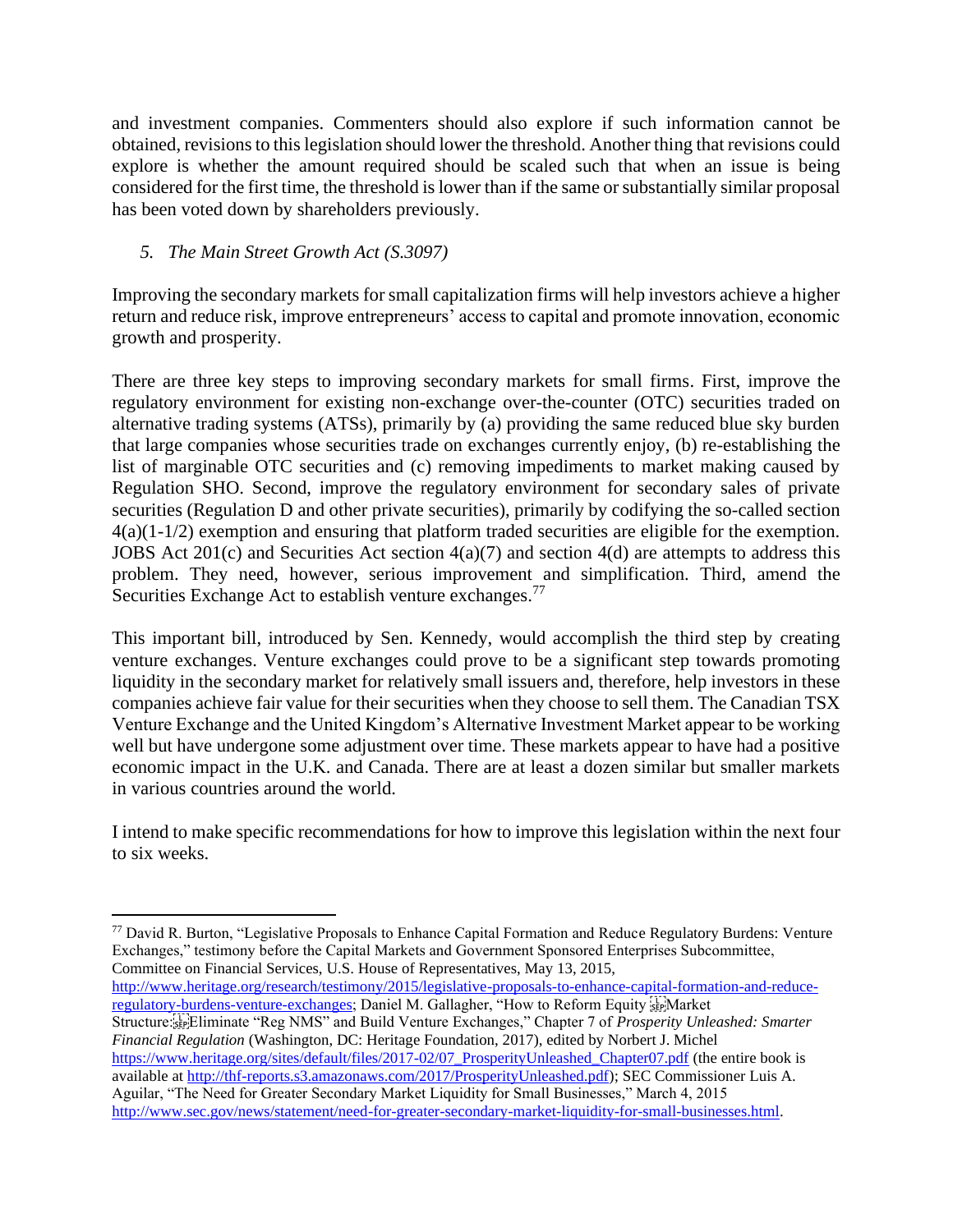and investment companies. Commenters should also explore if such information cannot be obtained, revisions to this legislation should lower the threshold. Another thing that revisions could explore is whether the amount required should be scaled such that when an issue is being considered for the first time, the threshold is lower than if the same or substantially similar proposal has been voted down by shareholders previously.

### *5. The Main Street Growth Act (S.3097)*

Improving the secondary markets for small capitalization firms will help investors achieve a higher return and reduce risk, improve entrepreneurs' access to capital and promote innovation, economic growth and prosperity.

There are three key steps to improving secondary markets for small firms. First, improve the regulatory environment for existing non-exchange over-the-counter (OTC) securities traded on alternative trading systems (ATSs), primarily by (a) providing the same reduced blue sky burden that large companies whose securities trade on exchanges currently enjoy, (b) re-establishing the list of marginable OTC securities and (c) removing impediments to market making caused by Regulation SHO. Second, improve the regulatory environment for secondary sales of private securities (Regulation D and other private securities), primarily by codifying the so-called section 4(a)(1-1/2) exemption and ensuring that platform traded securities are eligible for the exemption. JOBS Act 201(c) and Securities Act section 4(a)(7) and section 4(d) are attempts to address this problem. They need, however, serious improvement and simplification. Third, amend the Securities Exchange Act to establish venture exchanges.[77]

This important bill, introduced by Sen. Kennedy, would accomplish the third step by creating venture exchanges. Venture exchanges could prove to be a significant step towards promoting liquidity in the secondary market for relatively small issuers and, therefore, help investors in these companies achieve fair value for their securities when they choose to sell them. The Canadian TSX Venture Exchange and the United Kingdom's Alternative Investment Market appear to be working well but have undergone some adjustment over time. These markets appear to have had a positive economic impact in the U.K. and Canada. There are at least a dozen similar but smaller markets in various countries around the world.

I intend to make specific recommendations for how to improve this legislation within the next four to six weeks.

---

[77] David R. Burton, "Legislative Proposals to Enhance Capital Formation and Reduce Regulatory Burdens: Venture Exchanges," testimony before the Capital Markets and Government Sponsored Enterprises Subcommittee, Committee on Financial Services, U.S. House of Representatives, May 13, 2015, http://www.heritage.org/research/testimony/2015/legislative-proposals-to-enhance-capital-formation-and-reduce-regulatory-burdens-venture-exchanges; Daniel M. Gallagher, "How to Reform Equity Market Structure: Eliminate "Reg NMS" and Build Venture Exchanges," Chapter 7 of *Prosperity Unleashed: Smarter Financial Regulation* (Washington, DC: Heritage Foundation, 2017), edited by Norbert J. Michel https://www.heritage.org/sites/default/files/2017-02/07_ProsperityUnleashed_Chapter07.pdf (the entire book is available at http://thf-reports.s3.amazonaws.com/2017/ProsperityUnleashed.pdf); SEC Commissioner Luis A. Aguilar, "The Need for Greater Secondary Market Liquidity for Small Businesses," March 4, 2015 http://www.sec.gov/news/statement/need-for-greater-secondary-market-liquidity-for-small-businesses.html.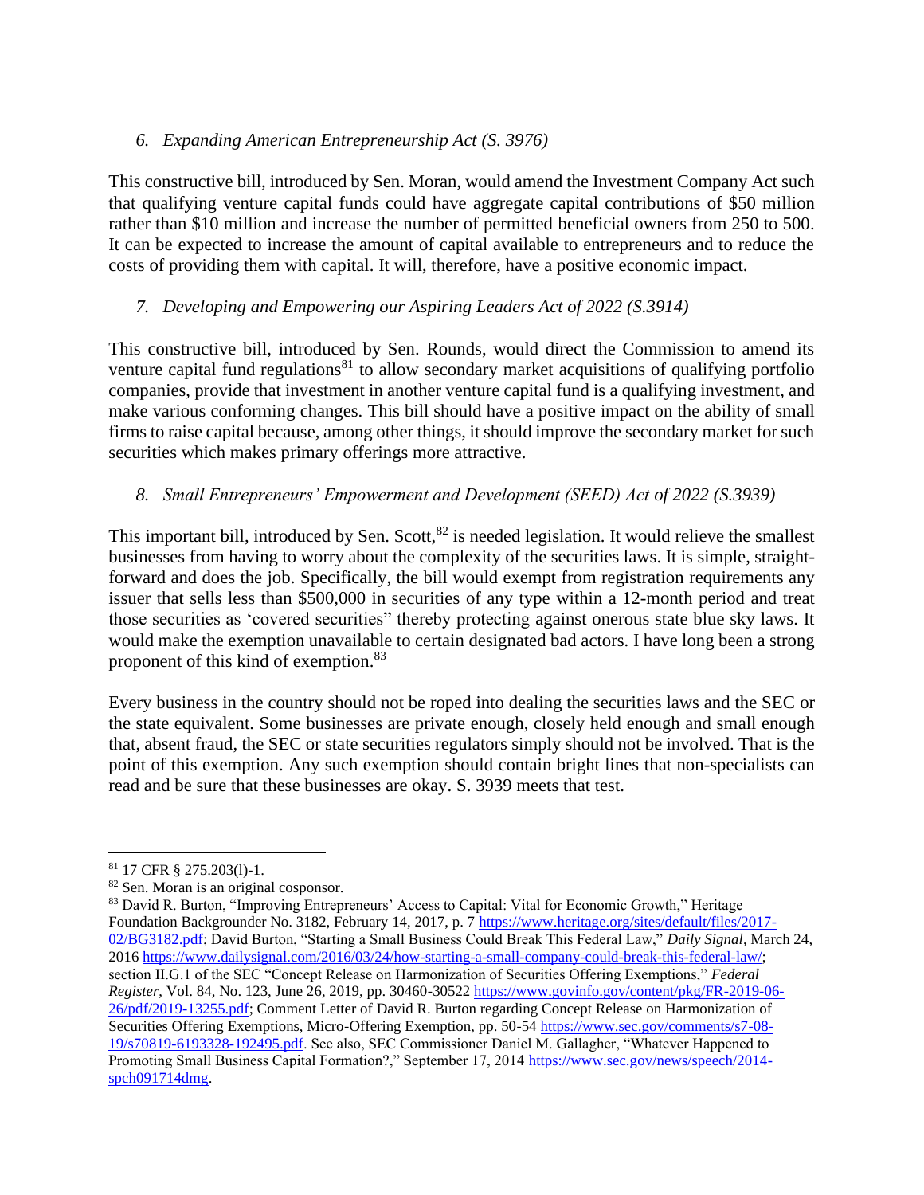### *6. Expanding American Entrepreneurship Act (S. 3976)*

This constructive bill, introduced by Sen. Moran, would amend the Investment Company Act such that qualifying venture capital funds could have aggregate capital contributions of $50 million rather than $10 million and increase the number of permitted beneficial owners from 250 to 500. It can be expected to increase the amount of capital available to entrepreneurs and to reduce the costs of providing them with capital. It will, therefore, have a positive economic impact.

### *7. Developing and Empowering our Aspiring Leaders Act of 2022 (S.3914)*

This constructive bill, introduced by Sen. Rounds, would direct the Commission to amend its venture capital fund regulations[81] to allow secondary market acquisitions of qualifying portfolio companies, provide that investment in another venture capital fund is a qualifying investment, and make various conforming changes. This bill should have a positive impact on the ability of small firms to raise capital because, among other things, it should improve the secondary market for such securities which makes primary offerings more attractive.

### *8. Small Entrepreneurs' Empowerment and Development (SEED) Act of 2022 (S.3939)*

This important bill, introduced by Sen. Scott,[82] is needed legislation. It would relieve the smallest businesses from having to worry about the complexity of the securities laws. It is simple, straight-forward and does the job. Specifically, the bill would exempt from registration requirements any issuer that sells less than $500,000 in securities of any type within a 12-month period and treat those securities as 'covered securities" thereby protecting against onerous state blue sky laws. It would make the exemption unavailable to certain designated bad actors. I have long been a strong proponent of this kind of exemption.[83]

Every business in the country should not be roped into dealing the securities laws and the SEC or the state equivalent. Some businesses are private enough, closely held enough and small enough that, absent fraud, the SEC or state securities regulators simply should not be involved. That is the point of this exemption. Any such exemption should contain bright lines that non-specialists can read and be sure that these businesses are okay. S. 3939 meets that test.

---

[81] 17 CFR § 275.203(l)-1.

[82] Sen. Moran is an original cosponsor.

[83] David R. Burton, "Improving Entrepreneurs' Access to Capital: Vital for Economic Growth," Heritage Foundation Backgrounder No. 3182, February 14, 2017, p. 7 https://www.heritage.org/sites/default/files/2017-02/BG3182.pdf; David Burton, "Starting a Small Business Could Break This Federal Law," *Daily Signal*, March 24, 2016 https://www.dailysignal.com/2016/03/24/how-starting-a-small-company-could-break-this-federal-law/; section II.G.1 of the SEC "Concept Release on Harmonization of Securities Offering Exemptions," *Federal Register*, Vol. 84, No. 123, June 26, 2019, pp. 30460-30522 https://www.govinfo.gov/content/pkg/FR-2019-06-26/pdf/2019-13255.pdf; Comment Letter of David R. Burton regarding Concept Release on Harmonization of Securities Offering Exemptions, Micro-Offering Exemption, pp. 50-54 https://www.sec.gov/comments/s7-08-19/s70819-6193328-192495.pdf. See also, SEC Commissioner Daniel M. Gallagher, "Whatever Happened to Promoting Small Business Capital Formation?," September 17, 2014 https://www.sec.gov/news/speech/2014-spch091714dmg.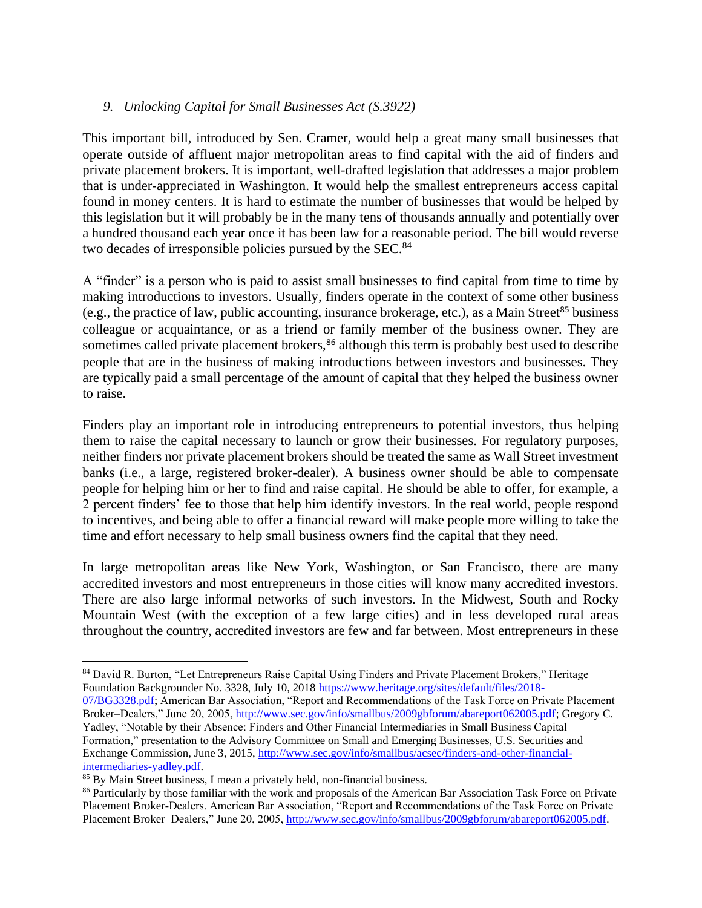*9. Unlocking Capital for Small Businesses Act (S.3922)*

This important bill, introduced by Sen. Cramer, would help a great many small businesses that operate outside of affluent major metropolitan areas to find capital with the aid of finders and private placement brokers. It is important, well-drafted legislation that addresses a major problem that is under-appreciated in Washington. It would help the smallest entrepreneurs access capital found in money centers. It is hard to estimate the number of businesses that would be helped by this legislation but it will probably be in the many tens of thousands annually and potentially over a hundred thousand each year once it has been law for a reasonable period. The bill would reverse two decades of irresponsible policies pursued by the SEC.[84]

A "finder" is a person who is paid to assist small businesses to find capital from time to time by making introductions to investors. Usually, finders operate in the context of some other business (e.g., the practice of law, public accounting, insurance brokerage, etc.), as a Main Street[85] business colleague or acquaintance, or as a friend or family member of the business owner. They are sometimes called private placement brokers,[86] although this term is probably best used to describe people that are in the business of making introductions between investors and businesses. They are typically paid a small percentage of the amount of capital that they helped the business owner to raise.

Finders play an important role in introducing entrepreneurs to potential investors, thus helping them to raise the capital necessary to launch or grow their businesses. For regulatory purposes, neither finders nor private placement brokers should be treated the same as Wall Street investment banks (i.e., a large, registered broker-dealer). A business owner should be able to compensate people for helping him or her to find and raise capital. He should be able to offer, for example, a 2 percent finders' fee to those that help him identify investors. In the real world, people respond to incentives, and being able to offer a financial reward will make people more willing to take the time and effort necessary to help small business owners find the capital that they need.

In large metropolitan areas like New York, Washington, or San Francisco, there are many accredited investors and most entrepreneurs in those cities will know many accredited investors. There are also large informal networks of such investors. In the Midwest, South and Rocky Mountain West (with the exception of a few large cities) and in less developed rural areas throughout the country, accredited investors are few and far between. Most entrepreneurs in these

---

[84] David R. Burton, "Let Entrepreneurs Raise Capital Using Finders and Private Placement Brokers," Heritage Foundation Backgrounder No. 3328, July 10, 2018 https://www.heritage.org/sites/default/files/2018-07/BG3328.pdf; American Bar Association, "Report and Recommendations of the Task Force on Private Placement Broker–Dealers," June 20, 2005, http://www.sec.gov/info/smallbus/2009gbforum/abareport062005.pdf; Gregory C. Yadley, "Notable by their Absence: Finders and Other Financial Intermediaries in Small Business Capital Formation," presentation to the Advisory Committee on Small and Emerging Businesses, U.S. Securities and Exchange Commission, June 3, 2015, http://www.sec.gov/info/smallbus/acsec/finders-and-other-financial-intermediaries-yadley.pdf.

[85] By Main Street business, I mean a privately held, non-financial business.

[86] Particularly by those familiar with the work and proposals of the American Bar Association Task Force on Private Placement Broker-Dealers. American Bar Association, "Report and Recommendations of the Task Force on Private Placement Broker–Dealers," June 20, 2005, http://www.sec.gov/info/smallbus/2009gbforum/abareport062005.pdf.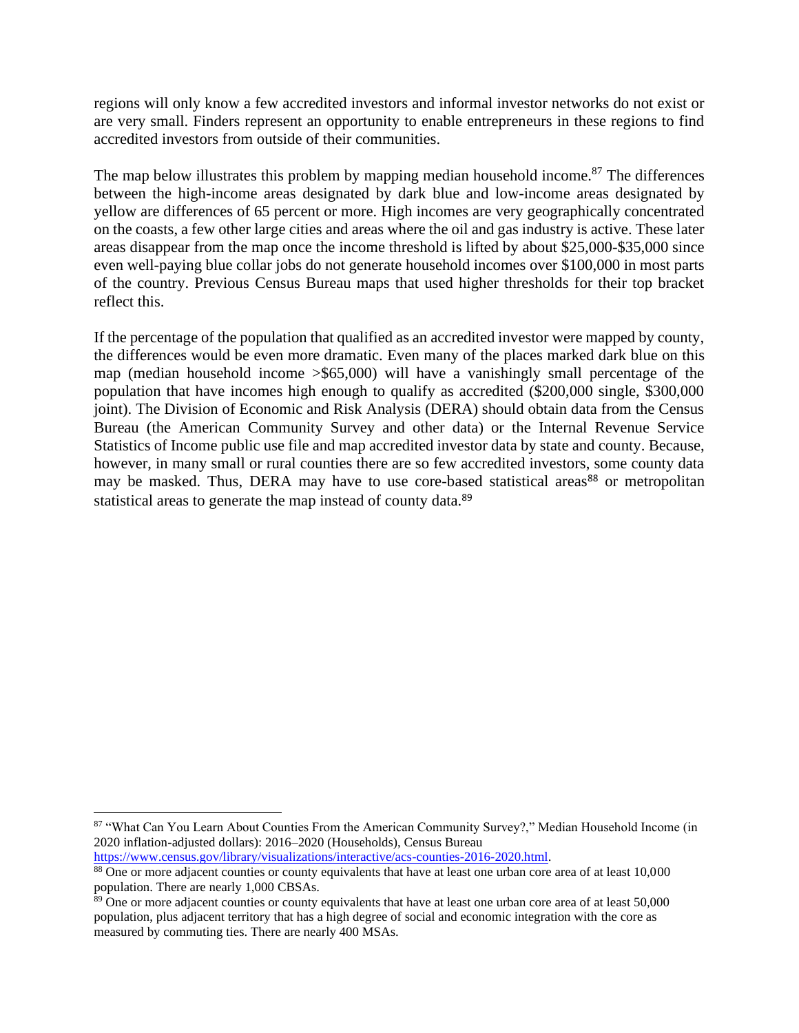regions will only know a few accredited investors and informal investor networks do not exist or are very small. Finders represent an opportunity to enable entrepreneurs in these regions to find accredited investors from outside of their communities.

The map below illustrates this problem by mapping median household income.[87] The differences between the high-income areas designated by dark blue and low-income areas designated by yellow are differences of 65 percent or more. High incomes are very geographically concentrated on the coasts, a few other large cities and areas where the oil and gas industry is active. These later areas disappear from the map once the income threshold is lifted by about $25,000-$35,000 since even well-paying blue collar jobs do not generate household incomes over $100,000 in most parts of the country. Previous Census Bureau maps that used higher thresholds for their top bracket reflect this.

If the percentage of the population that qualified as an accredited investor were mapped by county, the differences would be even more dramatic. Even many of the places marked dark blue on this map (median household income >$65,000) will have a vanishingly small percentage of the population that have incomes high enough to qualify as accredited ($200,000 single, $300,000 joint). The Division of Economic and Risk Analysis (DERA) should obtain data from the Census Bureau (the American Community Survey and other data) or the Internal Revenue Service Statistics of Income public use file and map accredited investor data by state and county. Because, however, in many small or rural counties there are so few accredited investors, some county data may be masked. Thus, DERA may have to use core-based statistical areas[88] or metropolitan statistical areas to generate the map instead of county data.[89]

---

[87] "What Can You Learn About Counties From the American Community Survey?," Median Household Income (in 2020 inflation-adjusted dollars): 2016–2020 (Households), Census Bureau https://www.census.gov/library/visualizations/interactive/acs-counties-2016-2020.html.

[88] One or more adjacent counties or county equivalents that have at least one urban core area of at least 10,000 population. There are nearly 1,000 CBSAs.

[89] One or more adjacent counties or county equivalents that have at least one urban core area of at least 50,000 population, plus adjacent territory that has a high degree of social and economic integration with the core as measured by commuting ties. There are nearly 400 MSAs.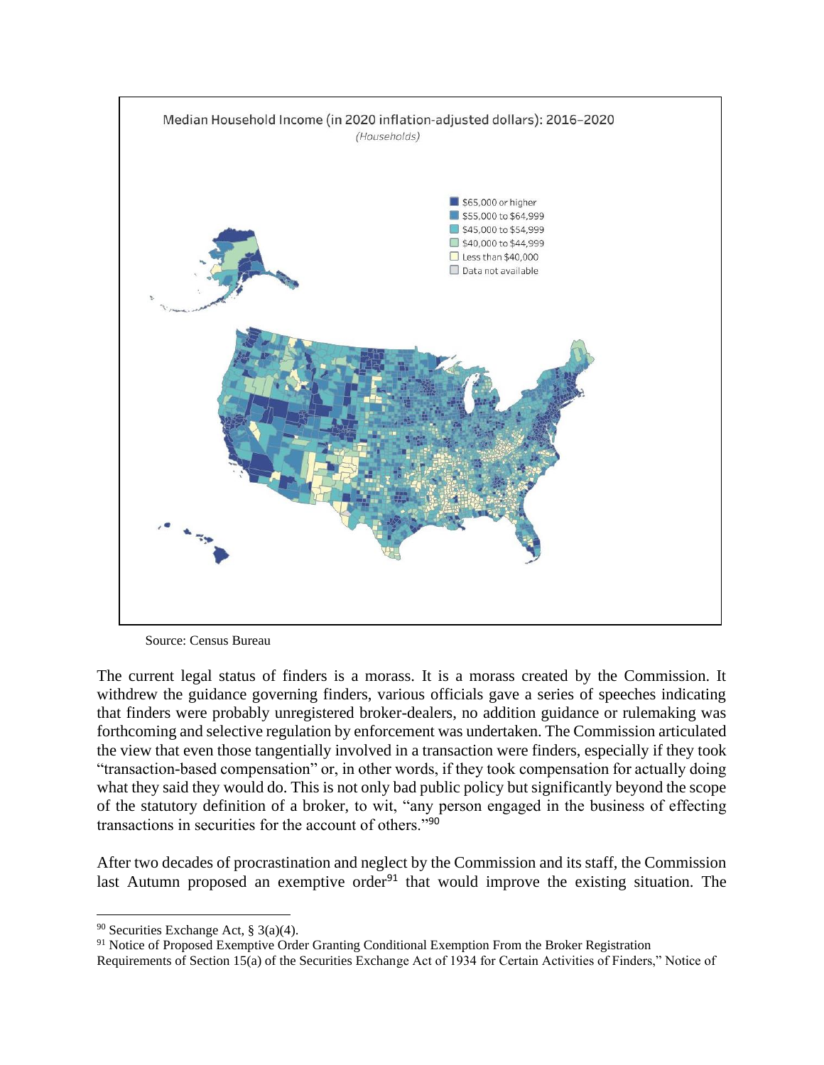Median Household Income (in 2020 inflation-adjusted dollars): 2016–2020

*(Households)*

- $65,000 or higher
- $55,000 to $64,999
- $45,000 to $54,999
- $40,000 to $44,999
- Less than $40,000
- Data not available

Source: Census Bureau

The current legal status of finders is a morass. It is a morass created by the Commission. It withdrew the guidance governing finders, various officials gave a series of speeches indicating that finders were probably unregistered broker-dealers, no addition guidance or rulemaking was forthcoming and selective regulation by enforcement was undertaken. The Commission articulated the view that even those tangentially involved in a transaction were finders, especially if they took "transaction-based compensation" or, in other words, if they took compensation for actually doing what they said they would do. This is not only bad public policy but significantly beyond the scope of the statutory definition of a broker, to wit, "any person engaged in the business of effecting transactions in securities for the account of others."[90]

After two decades of procrastination and neglect by the Commission and its staff, the Commission last Autumn proposed an exemptive order[91] that would improve the existing situation. The

[90] Securities Exchange Act, § 3(a)(4).

[91] Notice of Proposed Exemptive Order Granting Conditional Exemption From the Broker Registration Requirements of Section 15(a) of the Securities Exchange Act of 1934 for Certain Activities of Finders," Notice of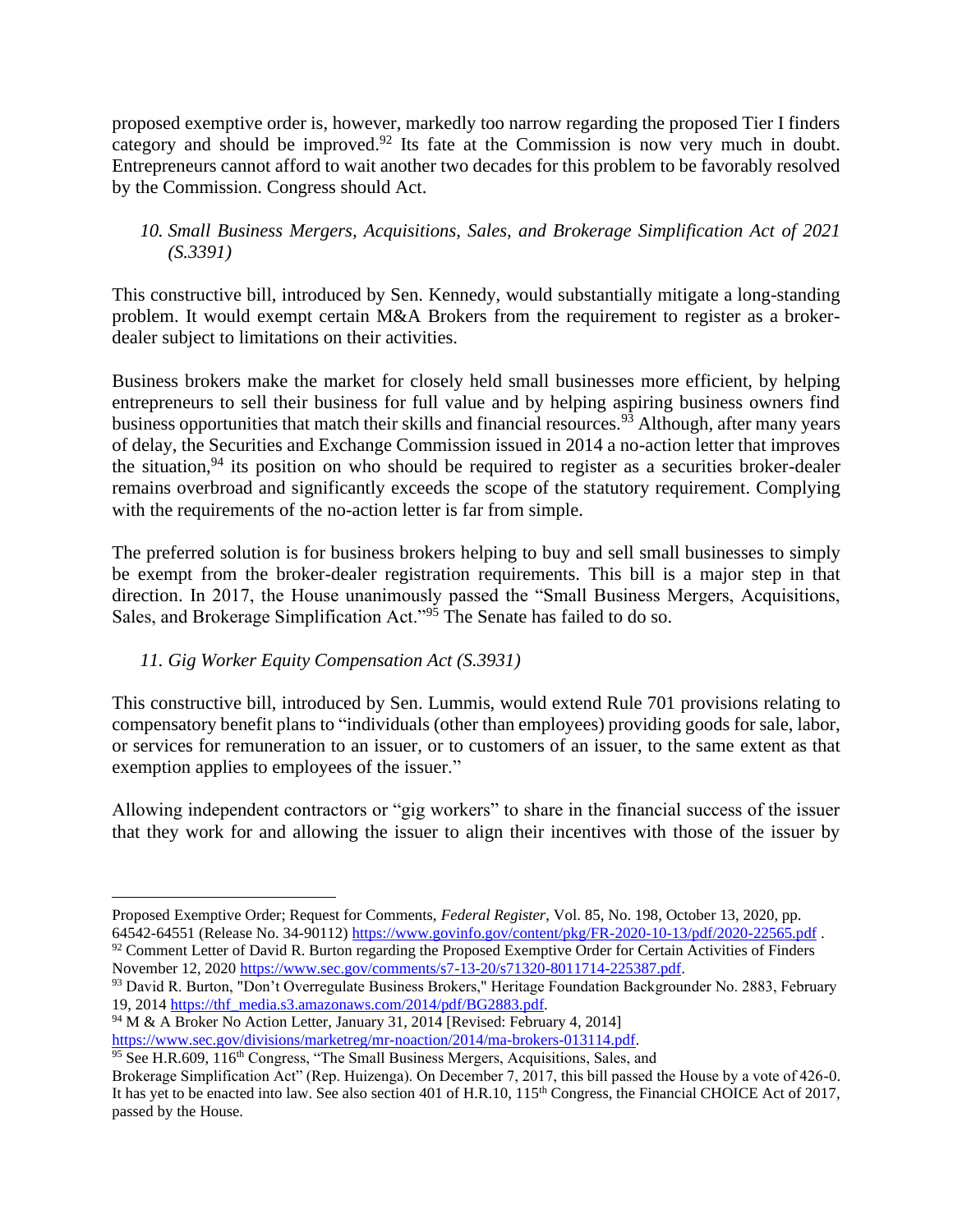proposed exemptive order is, however, markedly too narrow regarding the proposed Tier I finders category and should be improved.[92] Its fate at the Commission is now very much in doubt. Entrepreneurs cannot afford to wait another two decades for this problem to be favorably resolved by the Commission. Congress should Act.

*10. Small Business Mergers, Acquisitions, Sales, and Brokerage Simplification Act of 2021 (S.3391)*

This constructive bill, introduced by Sen. Kennedy, would substantially mitigate a long-standing problem. It would exempt certain M&A Brokers from the requirement to register as a broker-dealer subject to limitations on their activities.

Business brokers make the market for closely held small businesses more efficient, by helping entrepreneurs to sell their business for full value and by helping aspiring business owners find business opportunities that match their skills and financial resources.[93] Although, after many years of delay, the Securities and Exchange Commission issued in 2014 a no-action letter that improves the situation,[94] its position on who should be required to register as a securities broker-dealer remains overbroad and significantly exceeds the scope of the statutory requirement. Complying with the requirements of the no-action letter is far from simple.

The preferred solution is for business brokers helping to buy and sell small businesses to simply be exempt from the broker-dealer registration requirements. This bill is a major step in that direction. In 2017, the House unanimously passed the "Small Business Mergers, Acquisitions, Sales, and Brokerage Simplification Act."[95] The Senate has failed to do so.

*11. Gig Worker Equity Compensation Act (S.3931)*

This constructive bill, introduced by Sen. Lummis, would extend Rule 701 provisions relating to compensatory benefit plans to "individuals (other than employees) providing goods for sale, labor, or services for remuneration to an issuer, or to customers of an issuer, to the same extent as that exemption applies to employees of the issuer."

Allowing independent contractors or "gig workers" to share in the financial success of the issuer that they work for and allowing the issuer to align their incentives with those of the issuer by

---

Proposed Exemptive Order; Request for Comments, *Federal Register*, Vol. 85, No. 198, October 13, 2020, pp. 64542-64551 (Release No. 34-90112) https://www.govinfo.gov/content/pkg/FR-2020-10-13/pdf/2020-22565.pdf .

[92] Comment Letter of David R. Burton regarding the Proposed Exemptive Order for Certain Activities of Finders November 12, 2020 https://www.sec.gov/comments/s7-13-20/s71320-8011714-225387.pdf.

[93] David R. Burton, "Don't Overregulate Business Brokers," Heritage Foundation Backgrounder No. 2883, February 19, 2014 https://thf_media.s3.amazonaws.com/2014/pdf/BG2883.pdf.

[94] M & A Broker No Action Letter, January 31, 2014 [Revised: February 4, 2014] https://www.sec.gov/divisions/marketreg/mr-noaction/2014/ma-brokers-013114.pdf.

[95] See H.R.609, 116th Congress, "The Small Business Mergers, Acquisitions, Sales, and Brokerage Simplification Act" (Rep. Huizenga). On December 7, 2017, this bill passed the House by a vote of 426-0. It has yet to be enacted into law. See also section 401 of H.R.10, 115th Congress, the Financial CHOICE Act of 2017, passed by the House.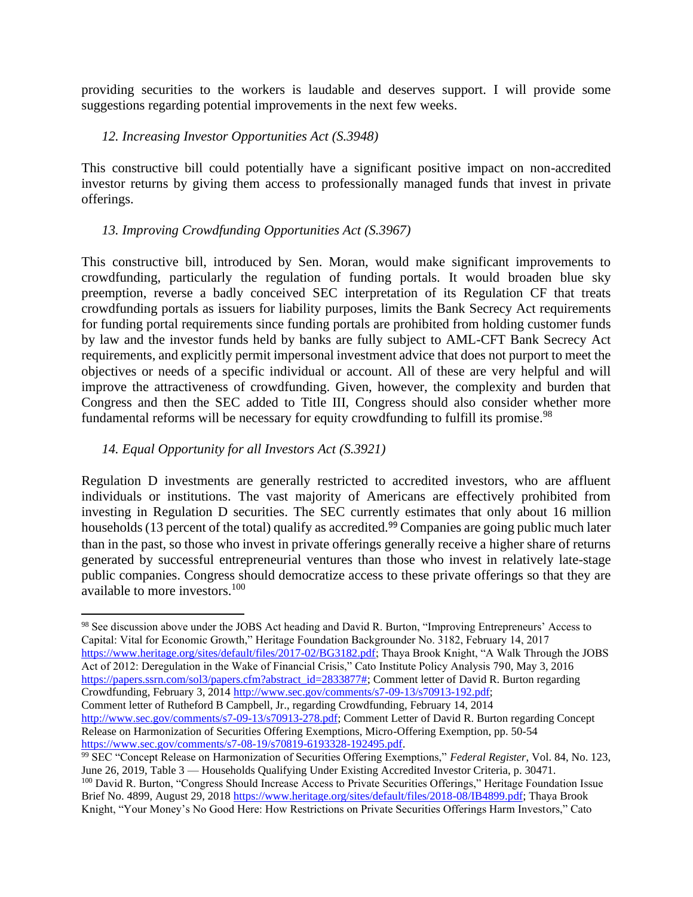providing securities to the workers is laudable and deserves support. I will provide some suggestions regarding potential improvements in the next few weeks.

*12. Increasing Investor Opportunities Act (S.3948)*

This constructive bill could potentially have a significant positive impact on non-accredited investor returns by giving them access to professionally managed funds that invest in private offerings.

*13. Improving Crowdfunding Opportunities Act (S.3967)*

This constructive bill, introduced by Sen. Moran, would make significant improvements to crowdfunding, particularly the regulation of funding portals. It would broaden blue sky preemption, reverse a badly conceived SEC interpretation of its Regulation CF that treats crowdfunding portals as issuers for liability purposes, limits the Bank Secrecy Act requirements for funding portal requirements since funding portals are prohibited from holding customer funds by law and the investor funds held by banks are fully subject to AML-CFT Bank Secrecy Act requirements, and explicitly permit impersonal investment advice that does not purport to meet the objectives or needs of a specific individual or account. All of these are very helpful and will improve the attractiveness of crowdfunding. Given, however, the complexity and burden that Congress and then the SEC added to Title III, Congress should also consider whether more fundamental reforms will be necessary for equity crowdfunding to fulfill its promise.[98]

*14. Equal Opportunity for all Investors Act (S.3921)*

Regulation D investments are generally restricted to accredited investors, who are affluent individuals or institutions. The vast majority of Americans are effectively prohibited from investing in Regulation D securities. The SEC currently estimates that only about 16 million households (13 percent of the total) qualify as accredited.[99] Companies are going public much later than in the past, so those who invest in private offerings generally receive a higher share of returns generated by successful entrepreneurial ventures than those who invest in relatively late-stage public companies. Congress should democratize access to these private offerings so that they are available to more investors.[100]

---

[98] See discussion above under the JOBS Act heading and David R. Burton, "Improving Entrepreneurs' Access to Capital: Vital for Economic Growth," Heritage Foundation Backgrounder No. 3182, February 14, 2017 https://www.heritage.org/sites/default/files/2017-02/BG3182.pdf; Thaya Brook Knight, "A Walk Through the JOBS Act of 2012: Deregulation in the Wake of Financial Crisis," Cato Institute Policy Analysis 790, May 3, 2016 https://papers.ssrn.com/sol3/papers.cfm?abstract_id=2833877#; Comment letter of David R. Burton regarding Crowdfunding, February 3, 2014 http://www.sec.gov/comments/s7-09-13/s70913-192.pdf; Comment letter of Rutheford B Campbell, Jr., regarding Crowdfunding, February 14, 2014 http://www.sec.gov/comments/s7-09-13/s70913-278.pdf; Comment Letter of David R. Burton regarding Concept Release on Harmonization of Securities Offering Exemptions, Micro-Offering Exemption, pp. 50-54 https://www.sec.gov/comments/s7-08-19/s70819-6193328-192495.pdf.

[99] SEC "Concept Release on Harmonization of Securities Offering Exemptions," *Federal Register*, Vol. 84, No. 123, June 26, 2019, Table 3 — Households Qualifying Under Existing Accredited Investor Criteria, p. 30471.

[100] David R. Burton, "Congress Should Increase Access to Private Securities Offerings," Heritage Foundation Issue Brief No. 4899, August 29, 2018 https://www.heritage.org/sites/default/files/2018-08/IB4899.pdf; Thaya Brook Knight, "Your Money's No Good Here: How Restrictions on Private Securities Offerings Harm Investors," Cato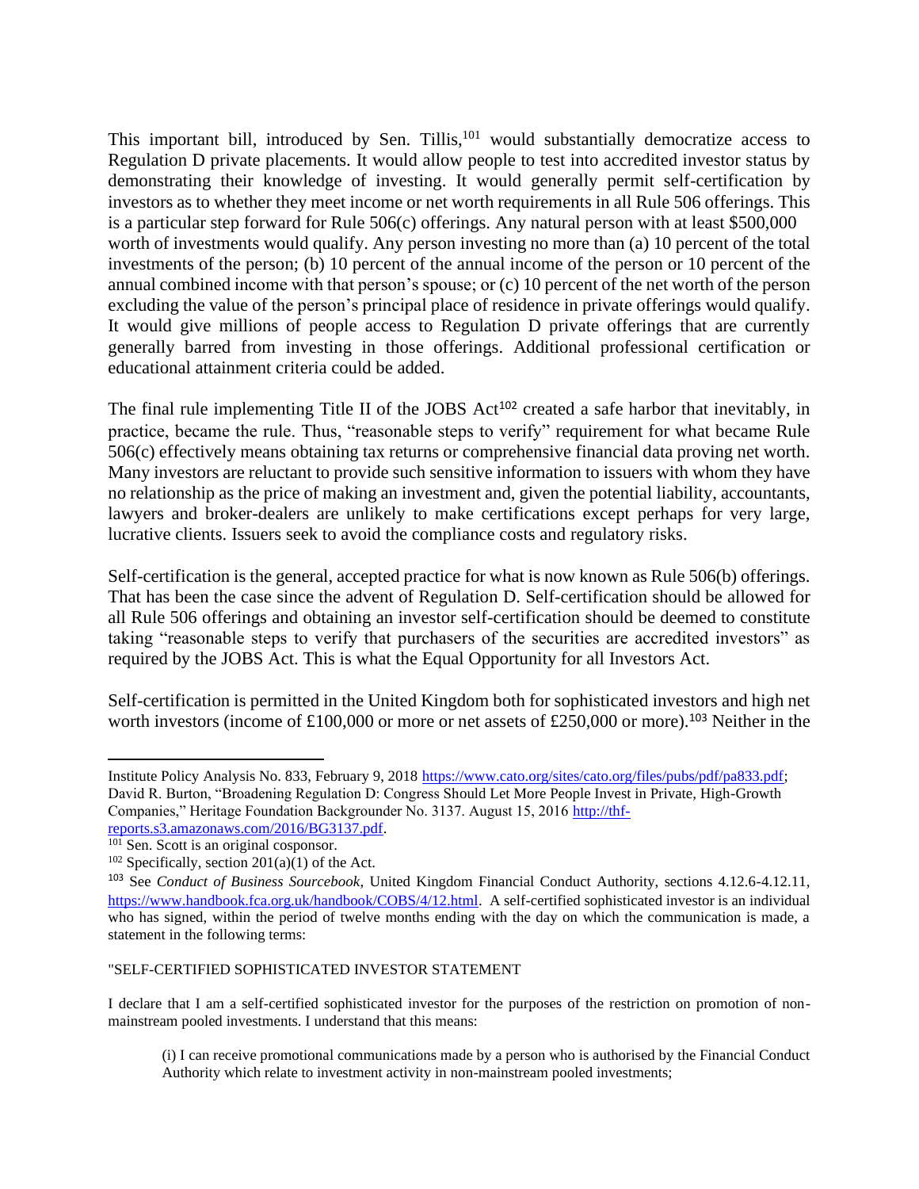This important bill, introduced by Sen. Tillis,[101] would substantially democratize access to Regulation D private placements. It would allow people to test into accredited investor status by demonstrating their knowledge of investing. It would generally permit self-certification by investors as to whether they meet income or net worth requirements in all Rule 506 offerings. This is a particular step forward for Rule 506(c) offerings. Any natural person with at least $500,000 worth of investments would qualify. Any person investing no more than (a) 10 percent of the total investments of the person; (b) 10 percent of the annual income of the person or 10 percent of the annual combined income with that person's spouse; or (c) 10 percent of the net worth of the person excluding the value of the person's principal place of residence in private offerings would qualify. It would give millions of people access to Regulation D private offerings that are currently generally barred from investing in those offerings. Additional professional certification or educational attainment criteria could be added.

The final rule implementing Title II of the JOBS Act[102] created a safe harbor that inevitably, in practice, became the rule. Thus, "reasonable steps to verify" requirement for what became Rule 506(c) effectively means obtaining tax returns or comprehensive financial data proving net worth. Many investors are reluctant to provide such sensitive information to issuers with whom they have no relationship as the price of making an investment and, given the potential liability, accountants, lawyers and broker-dealers are unlikely to make certifications except perhaps for very large, lucrative clients. Issuers seek to avoid the compliance costs and regulatory risks.

Self-certification is the general, accepted practice for what is now known as Rule 506(b) offerings. That has been the case since the advent of Regulation D. Self-certification should be allowed for all Rule 506 offerings and obtaining an investor self-certification should be deemed to constitute taking "reasonable steps to verify that purchasers of the securities are accredited investors" as required by the JOBS Act. This is what the Equal Opportunity for all Investors Act.

Self-certification is permitted in the United Kingdom both for sophisticated investors and high net worth investors (income of £100,000 or more or net assets of £250,000 or more).[103] Neither in the

---

Institute Policy Analysis No. 833, February 9, 2018 https://www.cato.org/sites/cato.org/files/pubs/pdf/pa833.pdf; David R. Burton, "Broadening Regulation D: Congress Should Let More People Invest in Private, High-Growth Companies," Heritage Foundation Backgrounder No. 3137. August 15, 2016 http://thf-reports.s3.amazonaws.com/2016/BG3137.pdf.

[101] Sen. Scott is an original cosponsor.

[102] Specifically, section 201(a)(1) of the Act.

[103] See *Conduct of Business Sourcebook*, United Kingdom Financial Conduct Authority, sections 4.12.6-4.12.11, https://www.handbook.fca.org.uk/handbook/COBS/4/12.html. A self-certified sophisticated investor is an individual who has signed, within the period of twelve months ending with the day on which the communication is made, a statement in the following terms:

"SELF-CERTIFIED SOPHISTICATED INVESTOR STATEMENT

I declare that I am a self-certified sophisticated investor for the purposes of the restriction on promotion of non-mainstream pooled investments. I understand that this means:

> (i) I can receive promotional communications made by a person who is authorised by the Financial Conduct Authority which relate to investment activity in non-mainstream pooled investments;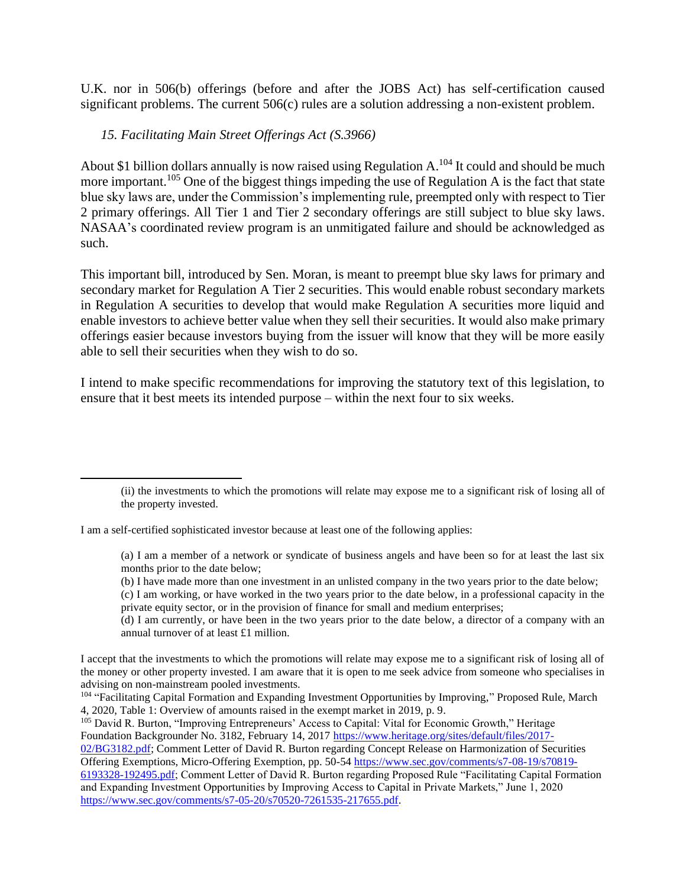U.K. nor in 506(b) offerings (before and after the JOBS Act) has self-certification caused significant problems. The current 506(c) rules are a solution addressing a non-existent problem.

### *15. Facilitating Main Street Offerings Act (S.3966)*

About $1 billion dollars annually is now raised using Regulation A.[104] It could and should be much more important.[105] One of the biggest things impeding the use of Regulation A is the fact that state blue sky laws are, under the Commission's implementing rule, preempted only with respect to Tier 2 primary offerings. All Tier 1 and Tier 2 secondary offerings are still subject to blue sky laws. NASAA's coordinated review program is an unmitigated failure and should be acknowledged as such.

This important bill, introduced by Sen. Moran, is meant to preempt blue sky laws for primary and secondary market for Regulation A Tier 2 securities. This would enable robust secondary markets in Regulation A securities to develop that would make Regulation A securities more liquid and enable investors to achieve better value when they sell their securities. It would also make primary offerings easier because investors buying from the issuer will know that they will be more easily able to sell their securities when they wish to do so.

I intend to make specific recommendations for improving the statutory text of this legislation, to ensure that it best meets its intended purpose – within the next four to six weeks.

---

> (ii) the investments to which the promotions will relate may expose me to a significant risk of losing all of the property invested.

I am a self-certified sophisticated investor because at least one of the following applies:

> (a) I am a member of a network or syndicate of business angels and have been so for at least the last six months prior to the date below;
> (b) I have made more than one investment in an unlisted company in the two years prior to the date below;
> (c) I am working, or have worked in the two years prior to the date below, in a professional capacity in the private equity sector, or in the provision of finance for small and medium enterprises;
> (d) I am currently, or have been in the two years prior to the date below, a director of a company with an annual turnover of at least £1 million.

I accept that the investments to which the promotions will relate may expose me to a significant risk of losing all of the money or other property invested. I am aware that it is open to me seek advice from someone who specialises in advising on non-mainstream pooled investments.

[104] "Facilitating Capital Formation and Expanding Investment Opportunities by Improving," Proposed Rule, March 4, 2020, Table 1: Overview of amounts raised in the exempt market in 2019, p. 9.

[105] David R. Burton, "Improving Entrepreneurs' Access to Capital: Vital for Economic Growth," Heritage Foundation Backgrounder No. 3182, February 14, 2017 https://www.heritage.org/sites/default/files/2017-02/BG3182.pdf; Comment Letter of David R. Burton regarding Concept Release on Harmonization of Securities Offering Exemptions, Micro-Offering Exemption, pp. 50-54 https://www.sec.gov/comments/s7-08-19/s70819-6193328-192495.pdf; Comment Letter of David R. Burton regarding Proposed Rule "Facilitating Capital Formation and Expanding Investment Opportunities by Improving Access to Capital in Private Markets," June 1, 2020 https://www.sec.gov/comments/s7-05-20/s70520-7261535-217655.pdf.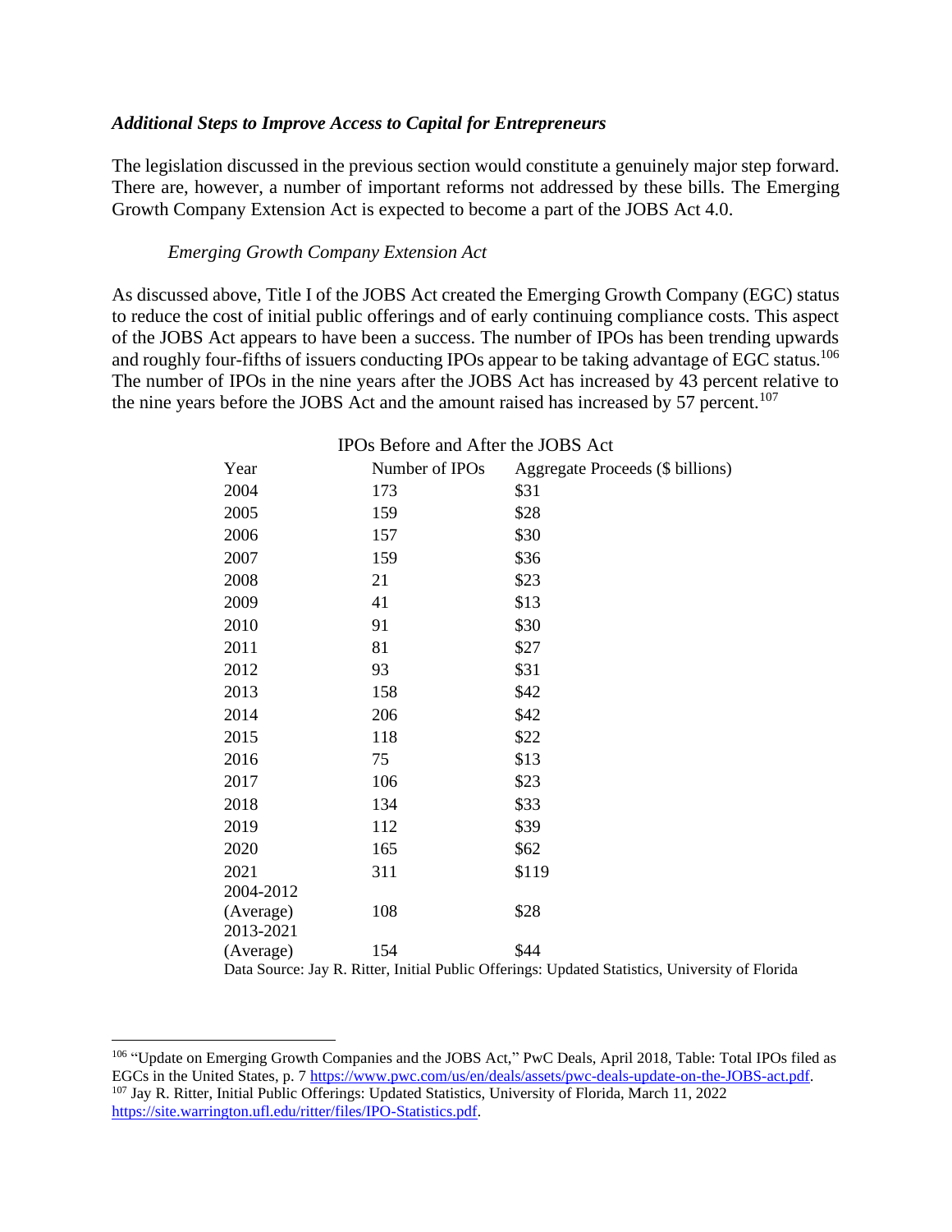### *Additional Steps to Improve Access to Capital for Entrepreneurs*

The legislation discussed in the previous section would constitute a genuinely major step forward. There are, however, a number of important reforms not addressed by these bills. The Emerging Growth Company Extension Act is expected to become a part of the JOBS Act 4.0.

*Emerging Growth Company Extension Act*

As discussed above, Title I of the JOBS Act created the Emerging Growth Company (EGC) status to reduce the cost of initial public offerings and of early continuing compliance costs. This aspect of the JOBS Act appears to have been a success. The number of IPOs has been trending upwards and roughly four-fifths of issuers conducting IPOs appear to be taking advantage of EGC status.[106] The number of IPOs in the nine years after the JOBS Act has increased by 43 percent relative to the nine years before the JOBS Act and the amount raised has increased by 57 percent.[107]

IPOs Before and After the JOBS Act

| Year | Number of IPOs | Aggregate Proceeds ($ billions) |
|---|---|---|
| 2004 | 173 | $31 |
| 2005 | 159 | $28 |
| 2006 | 157 | $30 |
| 2007 | 159 | $36 |
| 2008 | 21 | $23 |
| 2009 | 41 | $13 |
| 2010 | 91 | $30 |
| 2011 | 81 | $27 |
| 2012 | 93 | $31 |
| 2013 | 158 | $42 |
| 2014 | 206 | $42 |
| 2015 | 118 | $22 |
| 2016 | 75 | $13 |
| 2017 | 106 | $23 |
| 2018 | 134 | $33 |
| 2019 | 112 | $39 |
| 2020 | 165 | $62 |
| 2021 | 311 | $119 |
| 2004-2012 (Average) | 108 | $28 |
| 2013-2021 (Average) | 154 | $44 |

Data Source: Jay R. Ritter, Initial Public Offerings: Updated Statistics, University of Florida

---

[106] "Update on Emerging Growth Companies and the JOBS Act," PwC Deals, April 2018, Table: Total IPOs filed as EGCs in the United States, p. 7 https://www.pwc.com/us/en/deals/assets/pwc-deals-update-on-the-JOBS-act.pdf.

[107] Jay R. Ritter, Initial Public Offerings: Updated Statistics, University of Florida, March 11, 2022 https://site.warrington.ufl.edu/ritter/files/IPO-Statistics.pdf.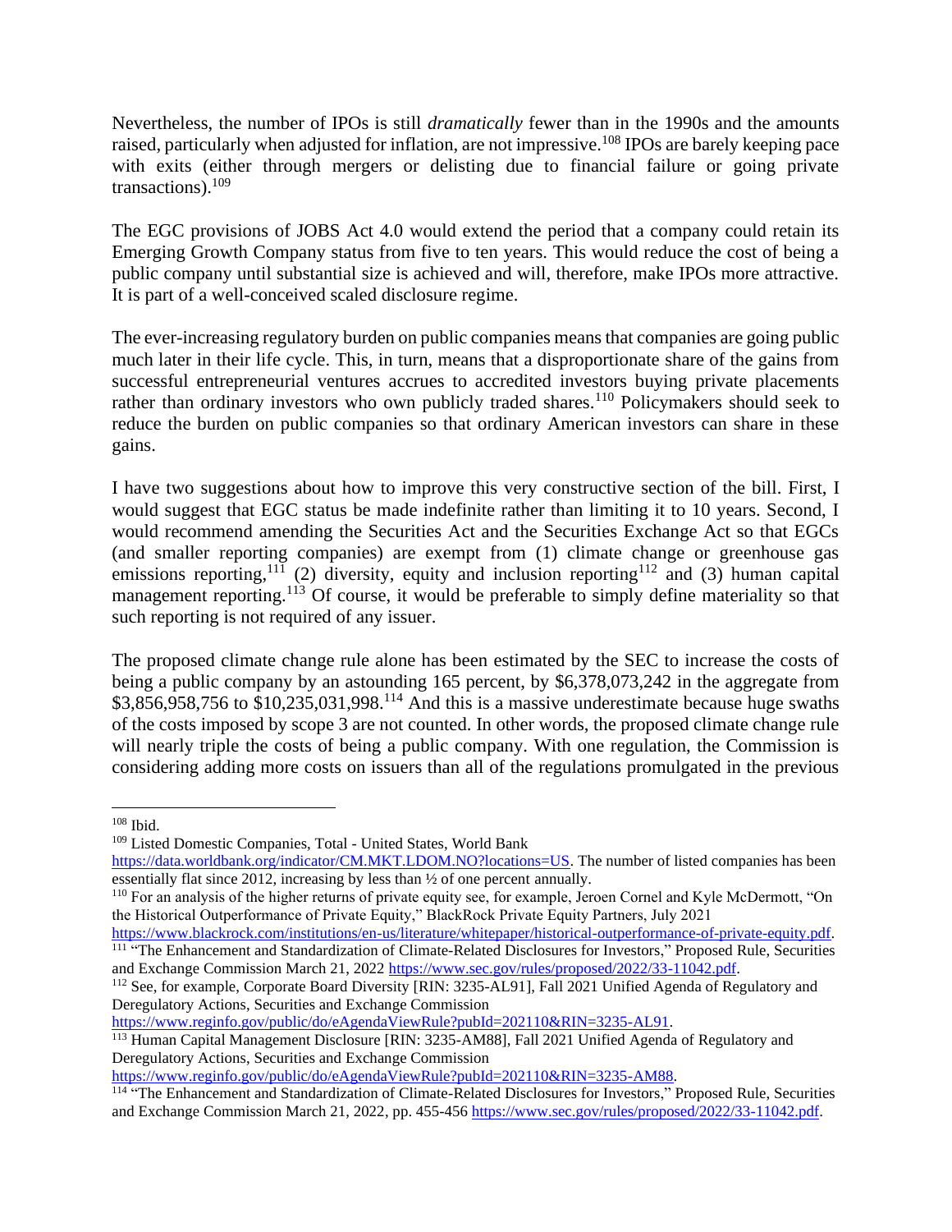Nevertheless, the number of IPOs is still *dramatically* fewer than in the 1990s and the amounts raised, particularly when adjusted for inflation, are not impressive.[108] IPOs are barely keeping pace with exits (either through mergers or delisting due to financial failure or going private transactions).[109]

The EGC provisions of JOBS Act 4.0 would extend the period that a company could retain its Emerging Growth Company status from five to ten years. This would reduce the cost of being a public company until substantial size is achieved and will, therefore, make IPOs more attractive. It is part of a well-conceived scaled disclosure regime.

The ever-increasing regulatory burden on public companies means that companies are going public much later in their life cycle. This, in turn, means that a disproportionate share of the gains from successful entrepreneurial ventures accrues to accredited investors buying private placements rather than ordinary investors who own publicly traded shares.[110] Policymakers should seek to reduce the burden on public companies so that ordinary American investors can share in these gains.

I have two suggestions about how to improve this very constructive section of the bill. First, I would suggest that EGC status be made indefinite rather than limiting it to 10 years. Second, I would recommend amending the Securities Act and the Securities Exchange Act so that EGCs (and smaller reporting companies) are exempt from (1) climate change or greenhouse gas emissions reporting,[111] (2) diversity, equity and inclusion reporting[112] and (3) human capital management reporting.[113] Of course, it would be preferable to simply define materiality so that such reporting is not required of any issuer.

The proposed climate change rule alone has been estimated by the SEC to increase the costs of being a public company by an astounding 165 percent, by $6,378,073,242 in the aggregate from $3,856,958,756 to $10,235,031,998.[114] And this is a massive underestimate because huge swaths of the costs imposed by scope 3 are not counted. In other words, the proposed climate change rule will nearly triple the costs of being a public company. With one regulation, the Commission is considering adding more costs on issuers than all of the regulations promulgated in the previous

---

[108] Ibid.

[109] Listed Domestic Companies, Total - United States, World Bank https://data.worldbank.org/indicator/CM.MKT.LDOM.NO?locations=US. The number of listed companies has been essentially flat since 2012, increasing by less than ½ of one percent annually.

[110] For an analysis of the higher returns of private equity see, for example, Jeroen Cornel and Kyle McDermott, "On the Historical Outperformance of Private Equity," BlackRock Private Equity Partners, July 2021 https://www.blackrock.com/institutions/en-us/literature/whitepaper/historical-outperformance-of-private-equity.pdf.

[111] "The Enhancement and Standardization of Climate-Related Disclosures for Investors," Proposed Rule, Securities and Exchange Commission March 21, 2022 https://www.sec.gov/rules/proposed/2022/33-11042.pdf.

[112] See, for example, Corporate Board Diversity [RIN: 3235-AL91], Fall 2021 Unified Agenda of Regulatory and Deregulatory Actions, Securities and Exchange Commission https://www.reginfo.gov/public/do/eAgendaViewRule?pubId=202110&RIN=3235-AL91.

[113] Human Capital Management Disclosure [RIN: 3235-AM88], Fall 2021 Unified Agenda of Regulatory and Deregulatory Actions, Securities and Exchange Commission https://www.reginfo.gov/public/do/eAgendaViewRule?pubId=202110&RIN=3235-AM88.

[114] "The Enhancement and Standardization of Climate-Related Disclosures for Investors," Proposed Rule, Securities and Exchange Commission March 21, 2022, pp. 455-456 https://www.sec.gov/rules/proposed/2022/33-11042.pdf.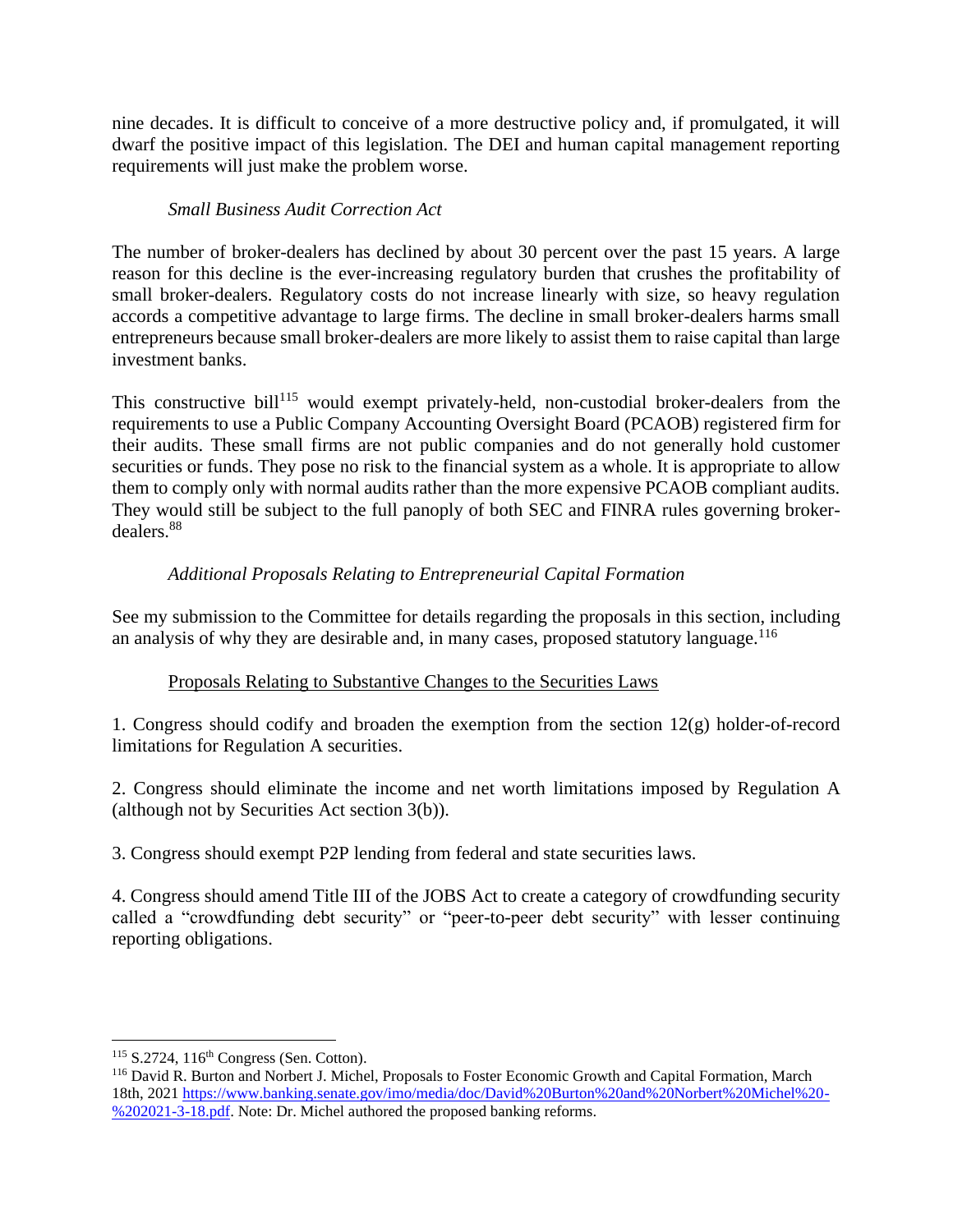nine decades. It is difficult to conceive of a more destructive policy and, if promulgated, it will dwarf the positive impact of this legislation. The DEI and human capital management reporting requirements will just make the problem worse.

*Small Business Audit Correction Act*

The number of broker-dealers has declined by about 30 percent over the past 15 years. A large reason for this decline is the ever-increasing regulatory burden that crushes the profitability of small broker-dealers. Regulatory costs do not increase linearly with size, so heavy regulation accords a competitive advantage to large firms. The decline in small broker-dealers harms small entrepreneurs because small broker-dealers are more likely to assist them to raise capital than large investment banks.

This constructive bill[115] would exempt privately-held, non-custodial broker-dealers from the requirements to use a Public Company Accounting Oversight Board (PCAOB) registered firm for their audits. These small firms are not public companies and do not generally hold customer securities or funds. They pose no risk to the financial system as a whole. It is appropriate to allow them to comply only with normal audits rather than the more expensive PCAOB compliant audits. They would still be subject to the full panoply of both SEC and FINRA rules governing broker-dealers.[88]

*Additional Proposals Relating to Entrepreneurial Capital Formation*

See my submission to the Committee for details regarding the proposals in this section, including an analysis of why they are desirable and, in many cases, proposed statutory language.[116]

Proposals Relating to Substantive Changes to the Securities Laws

1. Congress should codify and broaden the exemption from the section 12(g) holder-of-record limitations for Regulation A securities.

2. Congress should eliminate the income and net worth limitations imposed by Regulation A (although not by Securities Act section 3(b)).

3. Congress should exempt P2P lending from federal and state securities laws.

4. Congress should amend Title III of the JOBS Act to create a category of crowdfunding security called a "crowdfunding debt security" or "peer-to-peer debt security" with lesser continuing reporting obligations.

---

[115] S.2724, 116th Congress (Sen. Cotton).

[116] David R. Burton and Norbert J. Michel, Proposals to Foster Economic Growth and Capital Formation, March 18th, 2021 https://www.banking.senate.gov/imo/media/doc/David%20Burton%20and%20Norbert%20Michel%20-%202021-3-18.pdf. Note: Dr. Michel authored the proposed banking reforms.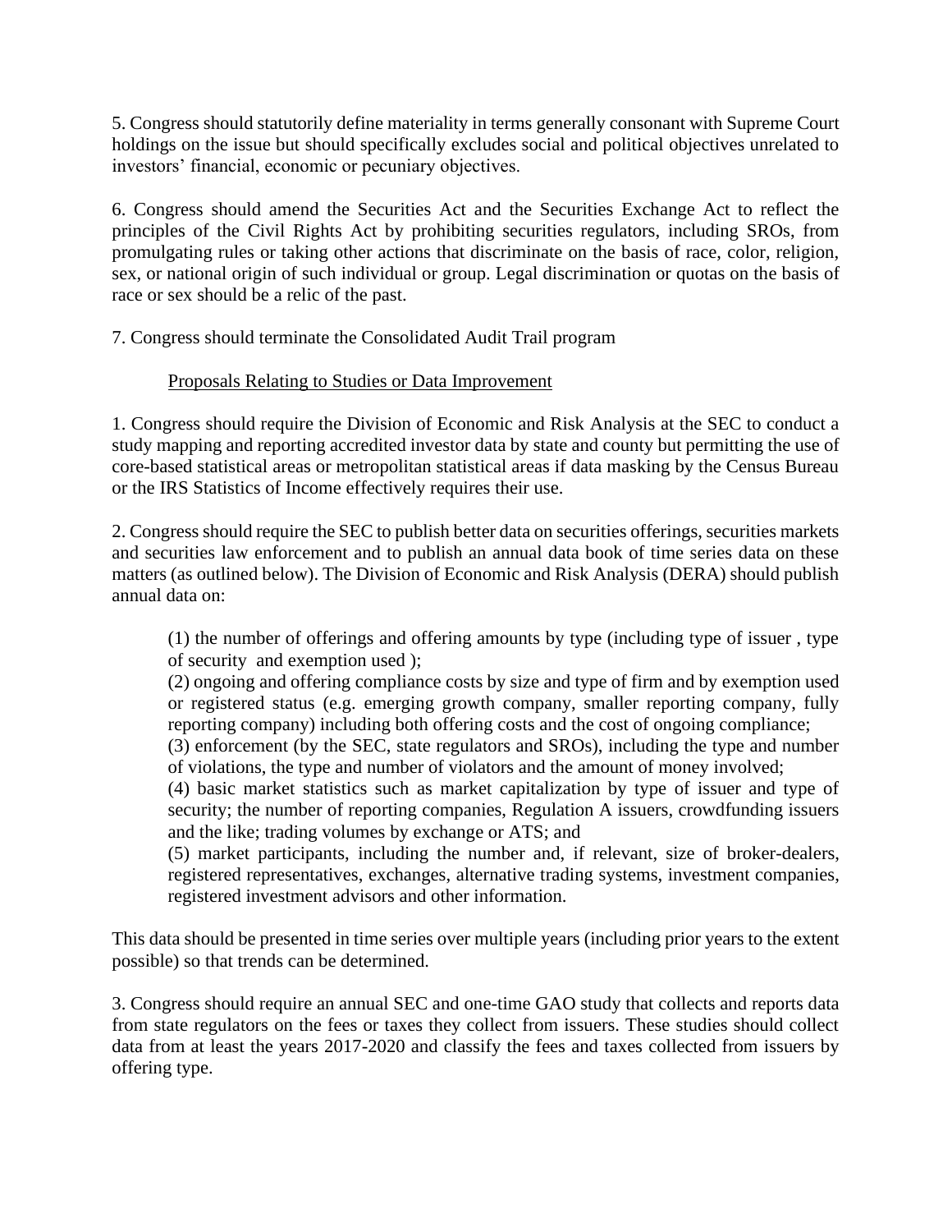5. Congress should statutorily define materiality in terms generally consonant with Supreme Court holdings on the issue but should specifically excludes social and political objectives unrelated to investors' financial, economic or pecuniary objectives.

6. Congress should amend the Securities Act and the Securities Exchange Act to reflect the principles of the Civil Rights Act by prohibiting securities regulators, including SROs, from promulgating rules or taking other actions that discriminate on the basis of race, color, religion, sex, or national origin of such individual or group. Legal discrimination or quotas on the basis of race or sex should be a relic of the past.

7. Congress should terminate the Consolidated Audit Trail program

<u>Proposals Relating to Studies or Data Improvement</u>

1. Congress should require the Division of Economic and Risk Analysis at the SEC to conduct a study mapping and reporting accredited investor data by state and county but permitting the use of core-based statistical areas or metropolitan statistical areas if data masking by the Census Bureau or the IRS Statistics of Income effectively requires their use.

2. Congress should require the SEC to publish better data on securities offerings, securities markets and securities law enforcement and to publish an annual data book of time series data on these matters (as outlined below). The Division of Economic and Risk Analysis (DERA) should publish annual data on:

> (1) the number of offerings and offering amounts by type (including type of issuer , type of security and exemption used );
> (2) ongoing and offering compliance costs by size and type of firm and by exemption used or registered status (e.g. emerging growth company, smaller reporting company, fully reporting company) including both offering costs and the cost of ongoing compliance;
> (3) enforcement (by the SEC, state regulators and SROs), including the type and number of violations, the type and number of violators and the amount of money involved;
> (4) basic market statistics such as market capitalization by type of issuer and type of security; the number of reporting companies, Regulation A issuers, crowdfunding issuers and the like; trading volumes by exchange or ATS; and
> (5) market participants, including the number and, if relevant, size of broker-dealers, registered representatives, exchanges, alternative trading systems, investment companies, registered investment advisors and other information.

This data should be presented in time series over multiple years (including prior years to the extent possible) so that trends can be determined.

3. Congress should require an annual SEC and one-time GAO study that collects and reports data from state regulators on the fees or taxes they collect from issuers. These studies should collect data from at least the years 2017-2020 and classify the fees and taxes collected from issuers by offering type.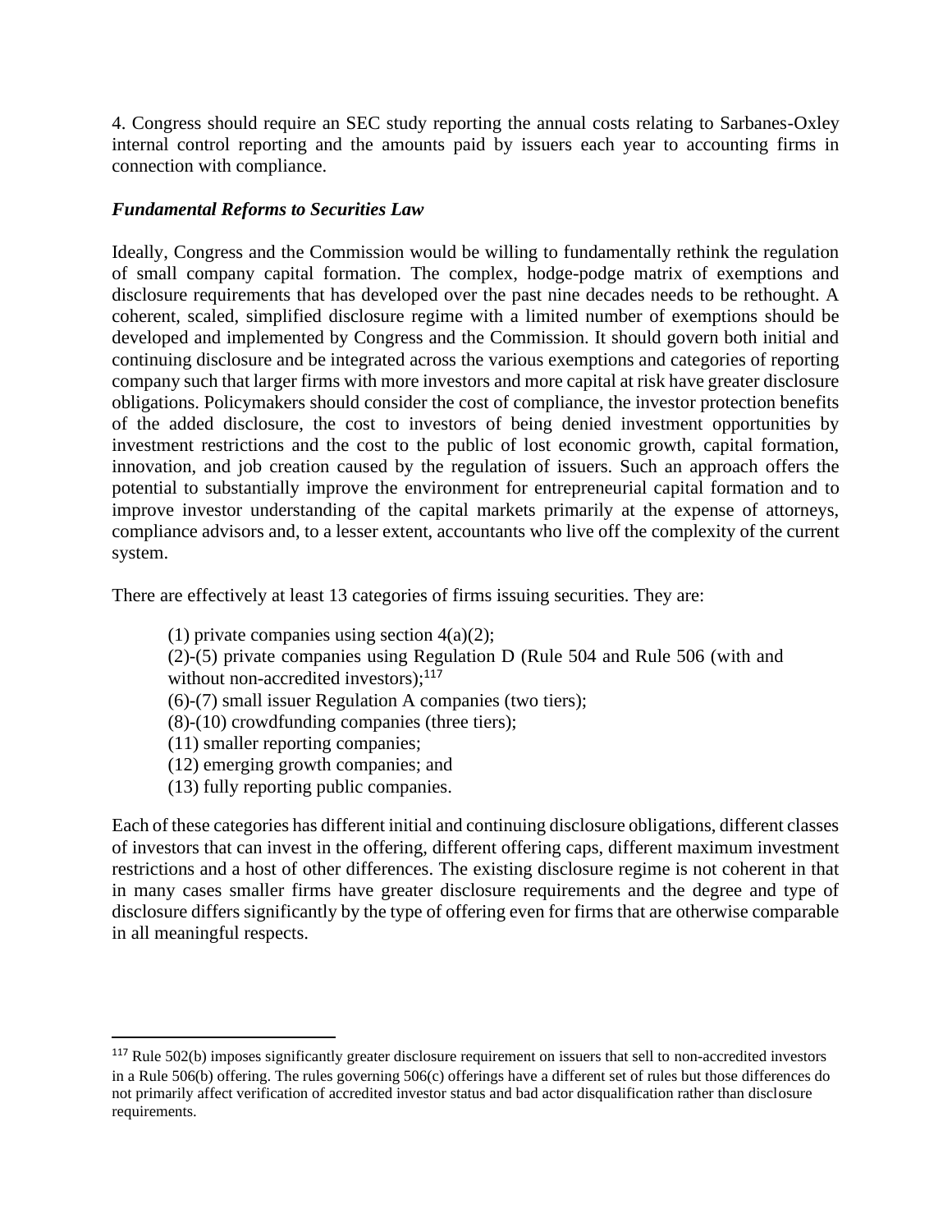4. Congress should require an SEC study reporting the annual costs relating to Sarbanes-Oxley internal control reporting and the amounts paid by issuers each year to accounting firms in connection with compliance.

***Fundamental Reforms to Securities Law***

Ideally, Congress and the Commission would be willing to fundamentally rethink the regulation of small company capital formation. The complex, hodge-podge matrix of exemptions and disclosure requirements that has developed over the past nine decades needs to be rethought. A coherent, scaled, simplified disclosure regime with a limited number of exemptions should be developed and implemented by Congress and the Commission. It should govern both initial and continuing disclosure and be integrated across the various exemptions and categories of reporting company such that larger firms with more investors and more capital at risk have greater disclosure obligations. Policymakers should consider the cost of compliance, the investor protection benefits of the added disclosure, the cost to investors of being denied investment opportunities by investment restrictions and the cost to the public of lost economic growth, capital formation, innovation, and job creation caused by the regulation of issuers. Such an approach offers the potential to substantially improve the environment for entrepreneurial capital formation and to improve investor understanding of the capital markets primarily at the expense of attorneys, compliance advisors and, to a lesser extent, accountants who live off the complexity of the current system.

There are effectively at least 13 categories of firms issuing securities. They are:

(1) private companies using section 4(a)(2);
(2)-(5) private companies using Regulation D (Rule 504 and Rule 506 (with and without non-accredited investors);[117]
(6)-(7) small issuer Regulation A companies (two tiers);
(8)-(10) crowdfunding companies (three tiers);
(11) smaller reporting companies;
(12) emerging growth companies; and
(13) fully reporting public companies.

Each of these categories has different initial and continuing disclosure obligations, different classes of investors that can invest in the offering, different offering caps, different maximum investment restrictions and a host of other differences. The existing disclosure regime is not coherent in that in many cases smaller firms have greater disclosure requirements and the degree and type of disclosure differs significantly by the type of offering even for firms that are otherwise comparable in all meaningful respects.

---

[117] Rule 502(b) imposes significantly greater disclosure requirement on issuers that sell to non-accredited investors in a Rule 506(b) offering. The rules governing 506(c) offerings have a different set of rules but those differences do not primarily affect verification of accredited investor status and bad actor disqualification rather than disclosure requirements.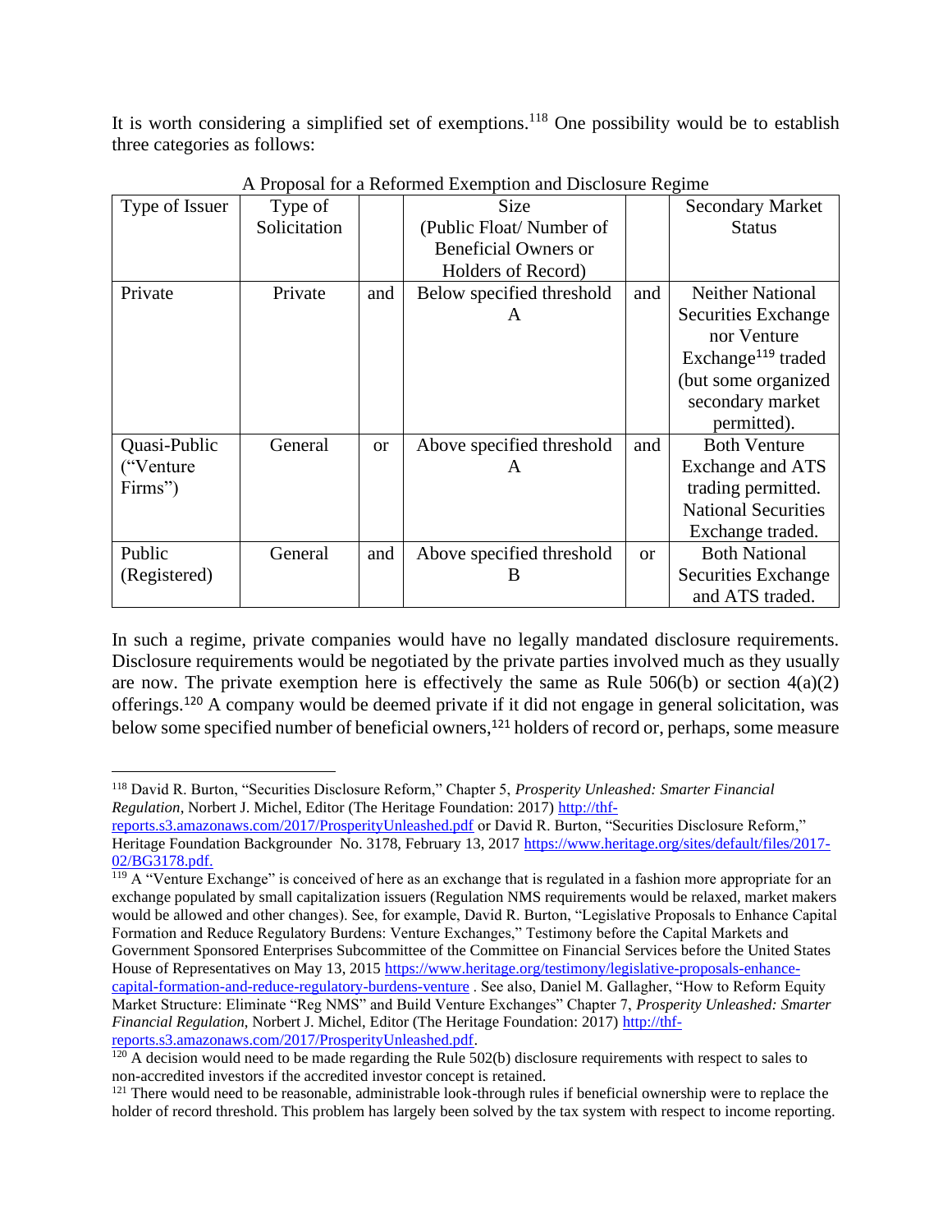It is worth considering a simplified set of exemptions.[118] One possibility would be to establish three categories as follows:

A Proposal for a Reformed Exemption and Disclosure Regime

| Type of Issuer | Type of Solicitation | | Size (Public Float/ Number of Beneficial Owners or Holders of Record) | | Secondary Market Status |
|---|---|---|---|---|---|
| Private | Private | and | Below specified threshold A | and | Neither National Securities Exchange nor Venture Exchange[119] traded (but some organized secondary market permitted). |
| Quasi-Public ("Venture Firms") | General | or | Above specified threshold A | and | Both Venture Exchange and ATS trading permitted. National Securities Exchange traded. |
| Public (Registered) | General | and | Above specified threshold B | or | Both National Securities Exchange and ATS traded. |

In such a regime, private companies would have no legally mandated disclosure requirements. Disclosure requirements would be negotiated by the private parties involved much as they usually are now. The private exemption here is effectively the same as Rule 506(b) or section 4(a)(2) offerings.[120] A company would be deemed private if it did not engage in general solicitation, was below some specified number of beneficial owners,[121] holders of record or, perhaps, some measure

---

[118] David R. Burton, "Securities Disclosure Reform," Chapter 5, *Prosperity Unleashed: Smarter Financial Regulation*, Norbert J. Michel, Editor (The Heritage Foundation: 2017) http://thf-reports.s3.amazonaws.com/2017/ProsperityUnleashed.pdf or David R. Burton, "Securities Disclosure Reform," Heritage Foundation Backgrounder No. 3178, February 13, 2017 https://www.heritage.org/sites/default/files/2017-02/BG3178.pdf.

[119] A "Venture Exchange" is conceived of here as an exchange that is regulated in a fashion more appropriate for an exchange populated by small capitalization issuers (Regulation NMS requirements would be relaxed, market makers would be allowed and other changes). See, for example, David R. Burton, "Legislative Proposals to Enhance Capital Formation and Reduce Regulatory Burdens: Venture Exchanges," Testimony before the Capital Markets and Government Sponsored Enterprises Subcommittee of the Committee on Financial Services before the United States House of Representatives on May 13, 2015 https://www.heritage.org/testimony/legislative-proposals-enhance-capital-formation-and-reduce-regulatory-burdens-venture . See also, Daniel M. Gallagher, "How to Reform Equity Market Structure: Eliminate "Reg NMS" and Build Venture Exchanges" Chapter 7, *Prosperity Unleashed: Smarter Financial Regulation*, Norbert J. Michel, Editor (The Heritage Foundation: 2017) http://thf-reports.s3.amazonaws.com/2017/ProsperityUnleashed.pdf.

[120] A decision would need to be made regarding the Rule 502(b) disclosure requirements with respect to sales to non-accredited investors if the accredited investor concept is retained.

[121] There would need to be reasonable, administrable look-through rules if beneficial ownership were to replace the holder of record threshold. This problem has largely been solved by the tax system with respect to income reporting.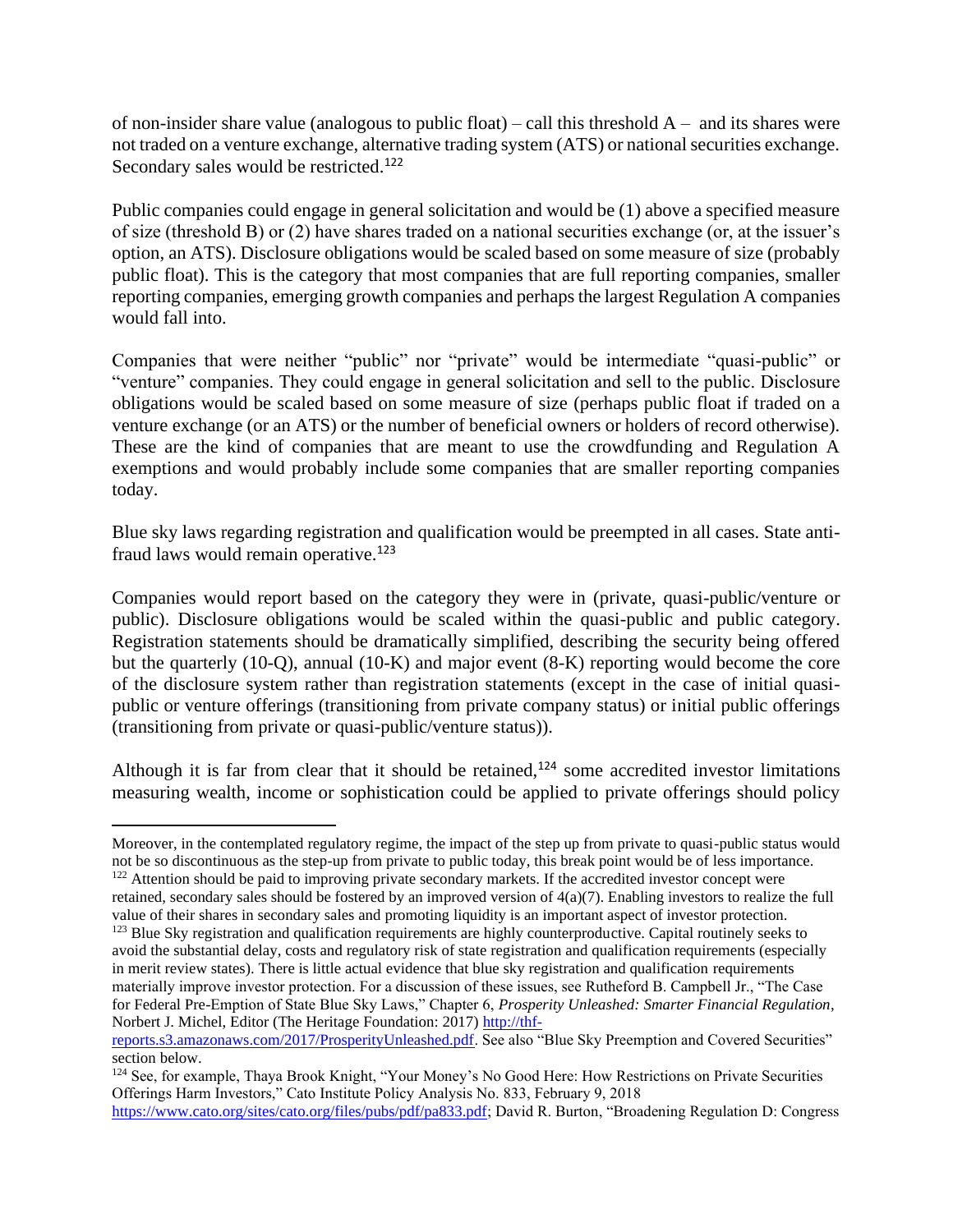of non-insider share value (analogous to public float) – call this threshold A – and its shares were not traded on a venture exchange, alternative trading system (ATS) or national securities exchange. Secondary sales would be restricted.[122]

Public companies could engage in general solicitation and would be (1) above a specified measure of size (threshold B) or (2) have shares traded on a national securities exchange (or, at the issuer's option, an ATS). Disclosure obligations would be scaled based on some measure of size (probably public float). This is the category that most companies that are full reporting companies, smaller reporting companies, emerging growth companies and perhaps the largest Regulation A companies would fall into.

Companies that were neither "public" nor "private" would be intermediate "quasi-public" or "venture" companies. They could engage in general solicitation and sell to the public. Disclosure obligations would be scaled based on some measure of size (perhaps public float if traded on a venture exchange (or an ATS) or the number of beneficial owners or holders of record otherwise). These are the kind of companies that are meant to use the crowdfunding and Regulation A exemptions and would probably include some companies that are smaller reporting companies today.

Blue sky laws regarding registration and qualification would be preempted in all cases. State anti-fraud laws would remain operative.[123]

Companies would report based on the category they were in (private, quasi-public/venture or public). Disclosure obligations would be scaled within the quasi-public and public category. Registration statements should be dramatically simplified, describing the security being offered but the quarterly (10-Q), annual (10-K) and major event (8-K) reporting would become the core of the disclosure system rather than registration statements (except in the case of initial quasi-public or venture offerings (transitioning from private company status) or initial public offerings (transitioning from private or quasi-public/venture status)).

Although it is far from clear that it should be retained,[124] some accredited investor limitations measuring wealth, income or sophistication could be applied to private offerings should policy

---

Moreover, in the contemplated regulatory regime, the impact of the step up from private to quasi-public status would not be so discontinuous as the step-up from private to public today, this break point would be of less importance.

[122] Attention should be paid to improving private secondary markets. If the accredited investor concept were retained, secondary sales should be fostered by an improved version of 4(a)(7). Enabling investors to realize the full value of their shares in secondary sales and promoting liquidity is an important aspect of investor protection.

[123] Blue Sky registration and qualification requirements are highly counterproductive. Capital routinely seeks to avoid the substantial delay, costs and regulatory risk of state registration and qualification requirements (especially in merit review states). There is little actual evidence that blue sky registration and qualification requirements materially improve investor protection. For a discussion of these issues, see Rutheford B. Campbell Jr., "The Case for Federal Pre-Emption of State Blue Sky Laws," Chapter 6, *Prosperity Unleashed: Smarter Financial Regulation*, Norbert J. Michel, Editor (The Heritage Foundation: 2017) http://thf-reports.s3.amazonaws.com/2017/ProsperityUnleashed.pdf. See also "Blue Sky Preemption and Covered Securities" section below.

[124] See, for example, Thaya Brook Knight, "Your Money's No Good Here: How Restrictions on Private Securities Offerings Harm Investors," Cato Institute Policy Analysis No. 833, February 9, 2018 https://www.cato.org/sites/cato.org/files/pubs/pdf/pa833.pdf; David R. Burton, "Broadening Regulation D: Congress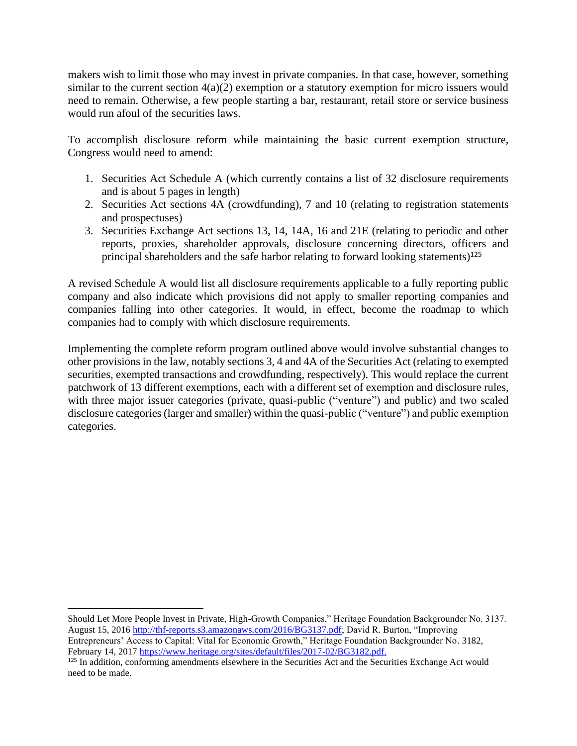makers wish to limit those who may invest in private companies. In that case, however, something similar to the current section 4(a)(2) exemption or a statutory exemption for micro issuers would need to remain. Otherwise, a few people starting a bar, restaurant, retail store or service business would run afoul of the securities laws.

To accomplish disclosure reform while maintaining the basic current exemption structure, Congress would need to amend:

1. Securities Act Schedule A (which currently contains a list of 32 disclosure requirements and is about 5 pages in length)
2. Securities Act sections 4A (crowdfunding), 7 and 10 (relating to registration statements and prospectuses)
3. Securities Exchange Act sections 13, 14, 14A, 16 and 21E (relating to periodic and other reports, proxies, shareholder approvals, disclosure concerning directors, officers and principal shareholders and the safe harbor relating to forward looking statements)[125]

A revised Schedule A would list all disclosure requirements applicable to a fully reporting public company and also indicate which provisions did not apply to smaller reporting companies and companies falling into other categories. It would, in effect, become the roadmap to which companies had to comply with which disclosure requirements.

Implementing the complete reform program outlined above would involve substantial changes to other provisions in the law, notably sections 3, 4 and 4A of the Securities Act (relating to exempted securities, exempted transactions and crowdfunding, respectively). This would replace the current patchwork of 13 different exemptions, each with a different set of exemption and disclosure rules, with three major issuer categories (private, quasi-public ("venture") and public) and two scaled disclosure categories (larger and smaller) within the quasi-public ("venture") and public exemption categories.

---

Should Let More People Invest in Private, High-Growth Companies," Heritage Foundation Backgrounder No. 3137. August 15, 2016 http://thf-reports.s3.amazonaws.com/2016/BG3137.pdf; David R. Burton, "Improving Entrepreneurs' Access to Capital: Vital for Economic Growth," Heritage Foundation Backgrounder No. 3182, February 14, 2017 https://www.heritage.org/sites/default/files/2017-02/BG3182.pdf.

[125] In addition, conforming amendments elsewhere in the Securities Act and the Securities Exchange Act would need to be made.